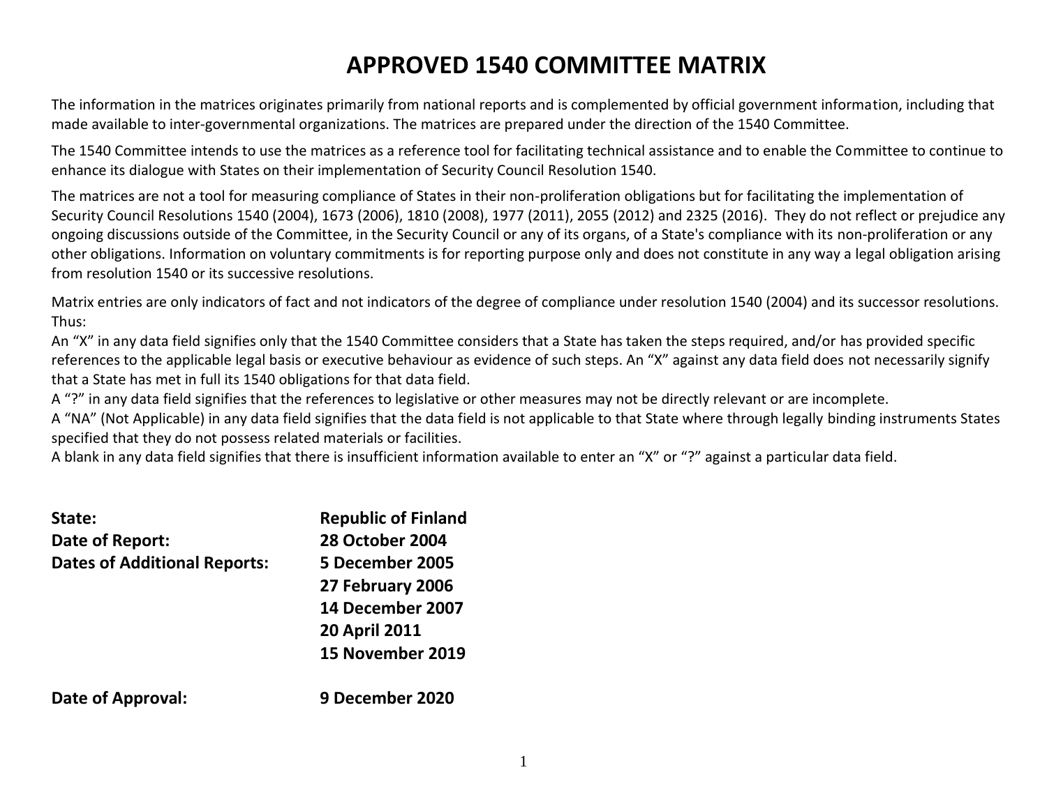# APPROVED 1540 COMMITTEE MATRIX

The information in the matrices originates primarily from national reports and is complemented by official government information, including that made available to inter-governmental organizations. The matrices are prepared under the direction of the 1540 Committee.

The 1540 Committee intends to use the matrices as a reference tool for facilitating technical assistance and to enable the Committee to continue to enhance its dialogue with States on their implementation of Security Council Resolution 1540.

The matrices are not a tool for measuring compliance of States in their non-proliferation obligations but for facilitating the implementation of Security Council Resolutions 1540 (2004), 1673 (2006), 1810 (2008), 1977 (2011), 2055 (2012) and 2325 (2016). They do not reflect or prejudice any ongoing discussions outside of the Committee, in the Security Council or any of its organs, of a State's compliance with its non-proliferation or any other obligations. Information on voluntary commitments is for reporting purpose only and does not constitute in any way a legal obligation arising from resolution 1540 or its successive resolutions.

Matrix entries are only indicators of fact and not indicators of the degree of compliance under resolution 1540 (2004) and its successor resolutions. Thus:

An “X” in any data field signifies only that the 1540 Committee considers that a State has taken the steps required, and/or has provided specific references to the applicable legal basis or executive behaviour as evidence of such steps. An “X” against any data field does not necessarily signify that a State has met in full its 1540 obligations for that data field.

A “?” in any data field signifies that the references to legislative or other measures may not be directly relevant or are incomplete.

A “NA” (Not Applicable) in any data field signifies that the data field is not applicable to that State where through legally binding instruments States specified that they do not possess related materials or facilities.

A blank in any data field signifies that there is insufficient information available to enter an “X” or “?” against a particular data field.

**State:** **Republic of Finland**

**Date of Report:** **28 October 2004**

**Dates of Additional Reports:** **5 December 2005**
**27 February 2006**
**14 December 2007**
**20 April 2011**
**15 November 2019**

**Date of Approval:** **9 December 2020**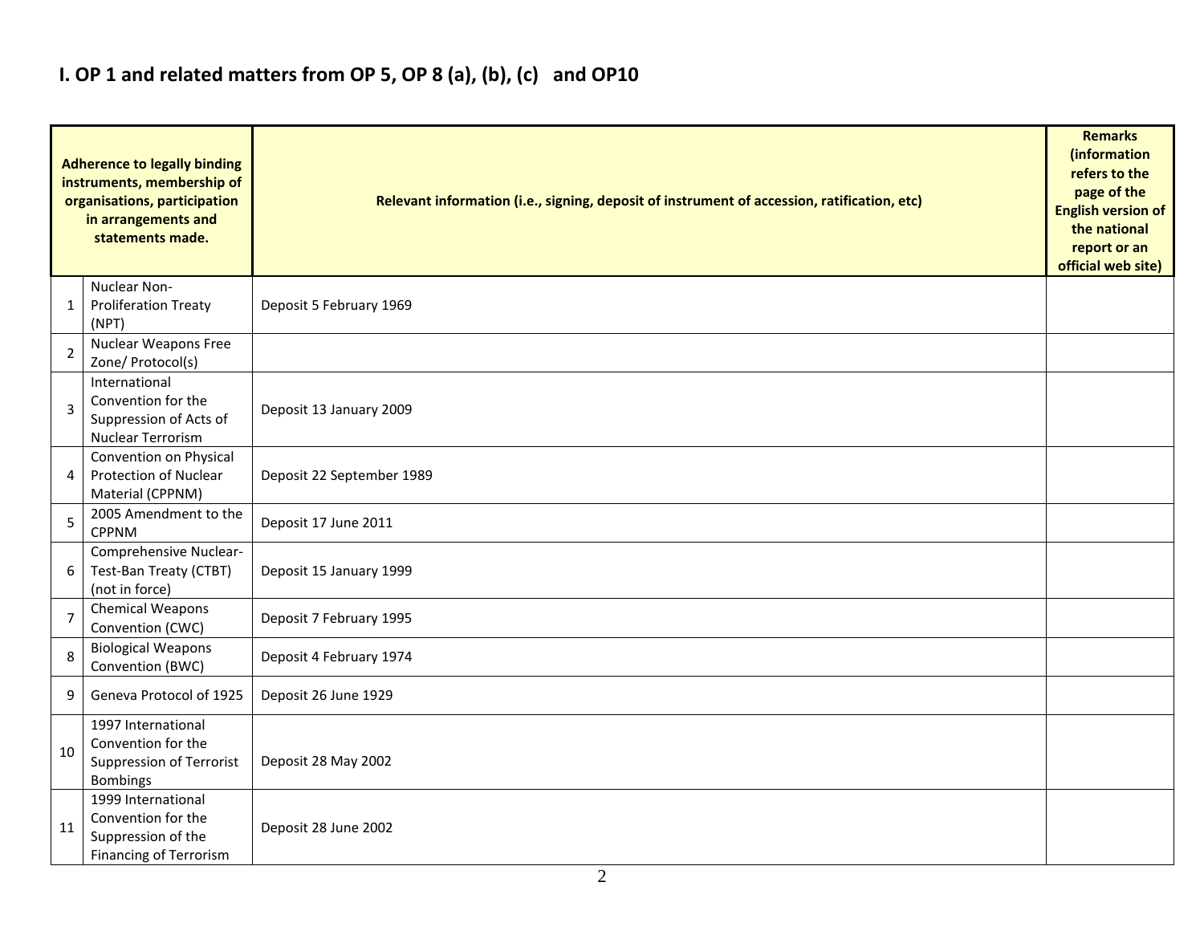## I. OP 1 and related matters from OP 5, OP 8 (a), (b), (c) and OP10

| Adherence to legally binding instruments, membership of organisations, participation in arrangements and statements made. | | Relevant information (i.e., signing, deposit of instrument of accession, ratification, etc) | Remarks (information refers to the page of the English version of the national report or an official web site) |
|---|---|---|---|
| 1 | Nuclear Non-Proliferation Treaty (NPT) | Deposit 5 February 1969 | |
| 2 | Nuclear Weapons Free Zone/ Protocol(s) | | |
| 3 | International Convention for the Suppression of Acts of Nuclear Terrorism | Deposit 13 January 2009 | |
| 4 | Convention on Physical Protection of Nuclear Material (CPPNM) | Deposit 22 September 1989 | |
| 5 | 2005 Amendment to the CPPNM | Deposit 17 June 2011 | |
| 6 | Comprehensive Nuclear-Test-Ban Treaty (CTBT) (not in force) | Deposit 15 January 1999 | |
| 7 | Chemical Weapons Convention (CWC) | Deposit 7 February 1995 | |
| 8 | Biological Weapons Convention (BWC) | Deposit 4 February 1974 | |
| 9 | Geneva Protocol of 1925 | Deposit 26 June 1929 | |
| 10 | 1997 International Convention for the Suppression of Terrorist Bombings | Deposit 28 May 2002 | |
| 11 | 1999 International Convention for the Suppression of the Financing of Terrorism | Deposit 28 June 2002 | |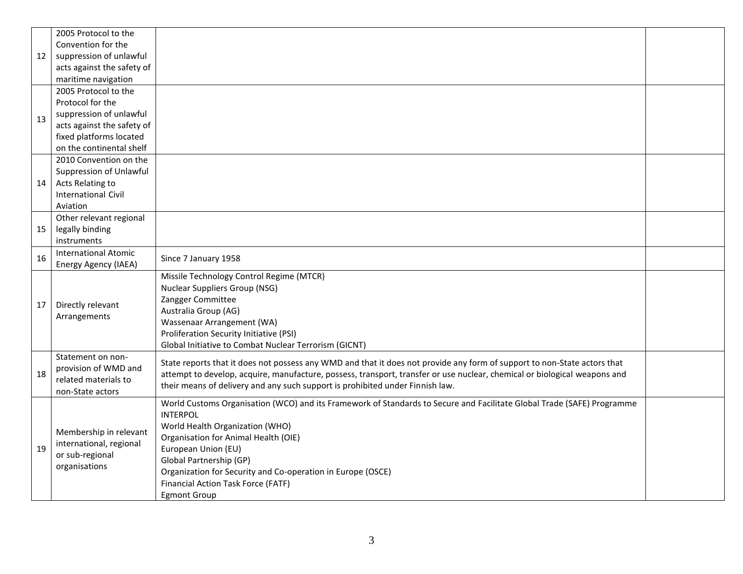| | | | |
|---|---|---|---|
| 12 | 2005 Protocol to the Convention for the suppression of unlawful acts against the safety of maritime navigation | | |
| 13 | 2005 Protocol to the Protocol for the suppression of unlawful acts against the safety of fixed platforms located on the continental shelf | | |
| 14 | 2010 Convention on the Suppression of Unlawful Acts Relating to International Civil Aviation | | |
| 15 | Other relevant regional legally binding instruments | | |
| 16 | International Atomic Energy Agency (IAEA) | Since 7 January 1958 | |
| 17 | Directly relevant Arrangements | Missile Technology Control Regime (MTCR)<br>Nuclear Suppliers Group (NSG)<br>Zangger Committee<br>Australia Group (AG)<br>Wassenaar Arrangement (WA)<br>Proliferation Security Initiative (PSI)<br>Global Initiative to Combat Nuclear Terrorism (GICNT) | |
| 18 | Statement on non-provision of WMD and related materials to non-State actors | State reports that it does not possess any WMD and that it does not provide any form of support to non-State actors that attempt to develop, acquire, manufacture, possess, transport, transfer or use nuclear, chemical or biological weapons and their means of delivery and any such support is prohibited under Finnish law. | |
| 19 | Membership in relevant international, regional or sub-regional organisations | World Customs Organisation (WCO) and its Framework of Standards to Secure and Facilitate Global Trade (SAFE) Programme<br>INTERPOL<br>World Health Organization (WHO)<br>Organisation for Animal Health (OIE)<br>European Union (EU)<br>Global Partnership (GP)<br>Organization for Security and Co-operation in Europe (OSCE)<br>Financial Action Task Force (FATF)<br>Egmont Group | |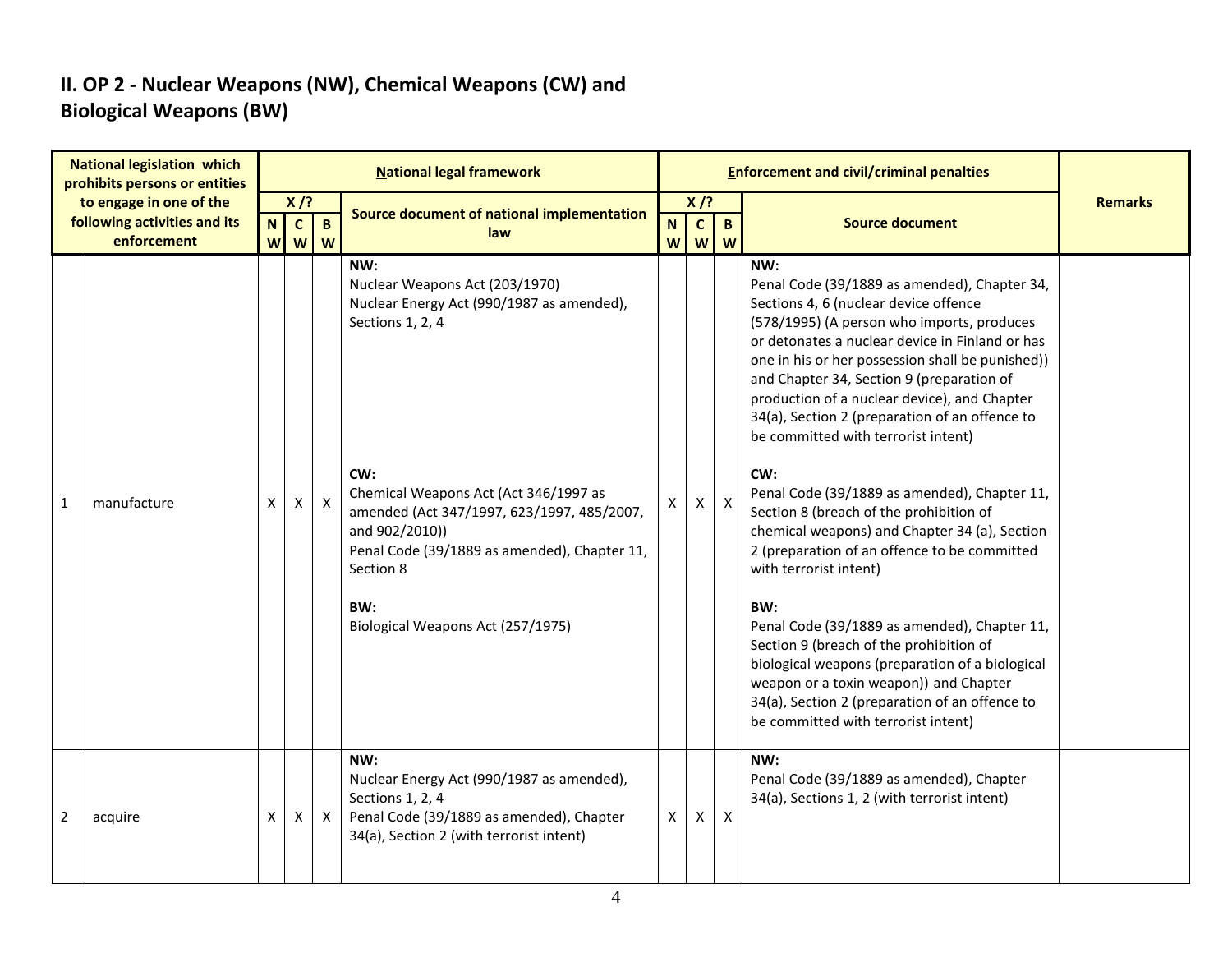## II. OP 2 - Nuclear Weapons (NW), Chemical Weapons (CW) and Biological Weapons (BW)

| National legislation which prohibits persons or entities to engage in one of the following activities and its enforcement | | National legal framework | | | | Enforcement and civil/criminal penalties | | | | Remarks |
|---|---|---|---|---|---|---|---|---|---|---|
| | | X /? | | | Source document of national implementation law | X /? | | | Source document | |
| | | NW | CW | BW | | NW | CW | BW | | |
| 1 | manufacture | X | X | X | **NW:**<br>Nuclear Weapons Act (203/1970)<br>Nuclear Energy Act (990/1987 as amended), Sections 1, 2, 4<br><br>**CW:**<br>Chemical Weapons Act (Act 346/1997 as amended (Act 347/1997, 623/1997, 485/2007, and 902/2010))<br>Penal Code (39/1889 as amended), Chapter 11, Section 8<br><br>**BW:**<br>Biological Weapons Act (257/1975) | X | X | X | **NW:**<br>Penal Code (39/1889 as amended), Chapter 34, Sections 4, 6 (nuclear device offence (578/1995) (A person who imports, produces or detonates a nuclear device in Finland or has one in his or her possession shall be punished)) and Chapter 34, Section 9 (preparation of production of a nuclear device), and Chapter 34(a), Section 2 (preparation of an offence to be committed with terrorist intent)<br><br>**CW:**<br>Penal Code (39/1889 as amended), Chapter 11, Section 8 (breach of the prohibition of chemical weapons) and Chapter 34 (a), Section 2 (preparation of an offence to be committed with terrorist intent)<br><br>**BW:**<br>Penal Code (39/1889 as amended), Chapter 11, Section 9 (breach of the prohibition of biological weapons (preparation of a biological weapon or a toxin weapon)) and Chapter 34(a), Section 2 (preparation of an offence to be committed with terrorist intent) | |
| 2 | acquire | X | X | X | **NW:**<br>Nuclear Energy Act (990/1987 as amended), Sections 1, 2, 4<br>Penal Code (39/1889 as amended), Chapter 34(a), Section 2 (with terrorist intent) | X | X | X | **NW:**<br>Penal Code (39/1889 as amended), Chapter 34(a), Sections 1, 2 (with terrorist intent) | |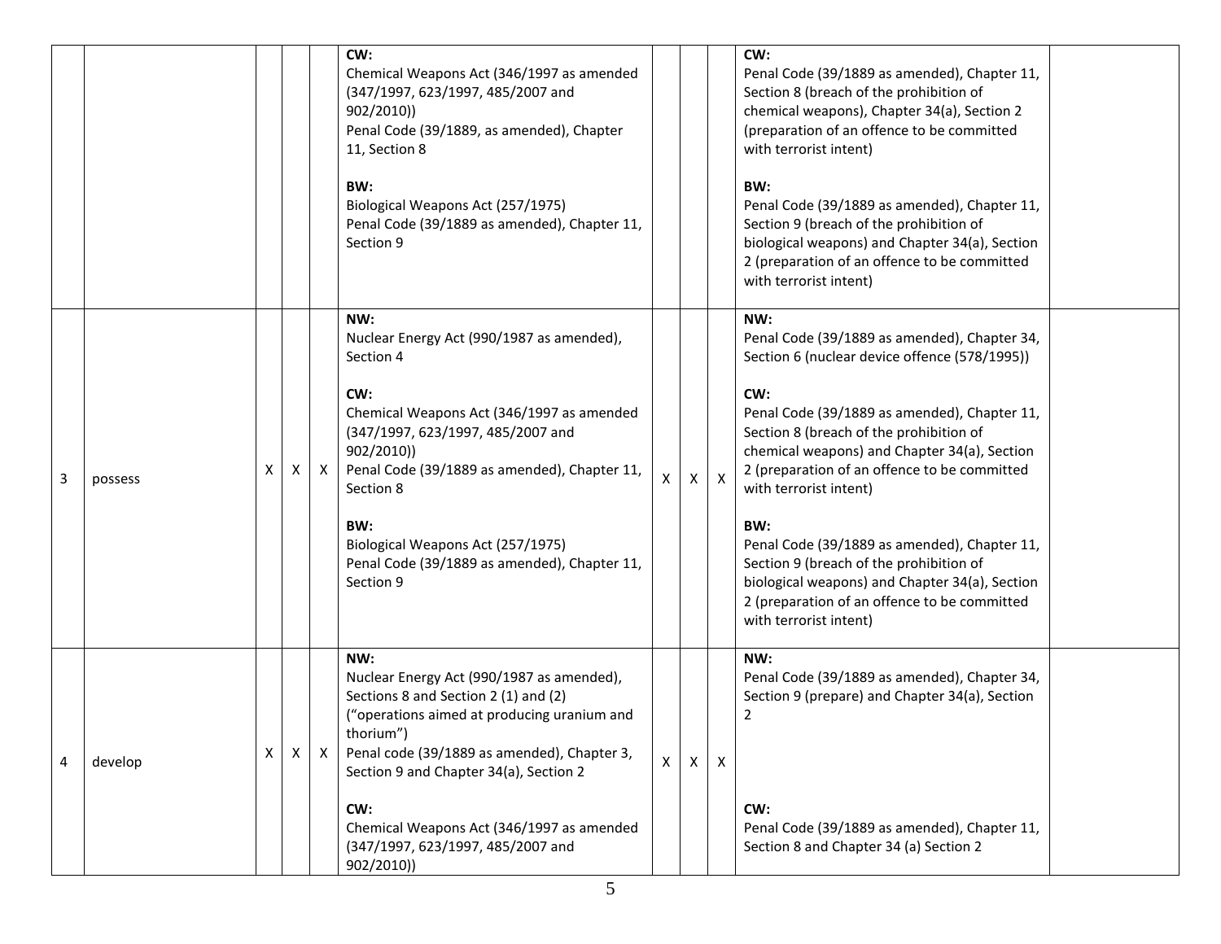| | | | | | | | | | | |
|---|---|---|---|---|---|---|---|---|---|---|
| | | | | | **CW:**<br>Chemical Weapons Act (346/1997 as amended (347/1997, 623/1997, 485/2007 and 902/2010))<br>Penal Code (39/1889, as amended), Chapter 11, Section 8<br><br>**BW:**<br>Biological Weapons Act (257/1975)<br>Penal Code (39/1889 as amended), Chapter 11, Section 9 | | | | **CW:**<br>Penal Code (39/1889 as amended), Chapter 11, Section 8 (breach of the prohibition of chemical weapons), Chapter 34(a), Section 2 (preparation of an offence to be committed with terrorist intent)<br><br>**BW:**<br>Penal Code (39/1889 as amended), Chapter 11, Section 9 (breach of the prohibition of biological weapons) and Chapter 34(a), Section 2 (preparation of an offence to be committed with terrorist intent) | |
| 3 | possess | X | X | X | **NW:**<br>Nuclear Energy Act (990/1987 as amended), Section 4<br><br>**CW:**<br>Chemical Weapons Act (346/1997 as amended (347/1997, 623/1997, 485/2007 and 902/2010))<br>Penal Code (39/1889 as amended), Chapter 11, Section 8<br><br>**BW:**<br>Biological Weapons Act (257/1975)<br>Penal Code (39/1889 as amended), Chapter 11, Section 9 | X | X | X | **NW:**<br>Penal Code (39/1889 as amended), Chapter 34, Section 6 (nuclear device offence (578/1995))<br><br>**CW:**<br>Penal Code (39/1889 as amended), Chapter 11, Section 8 (breach of the prohibition of chemical weapons) and Chapter 34(a), Section 2 (preparation of an offence to be committed with terrorist intent)<br><br>**BW:**<br>Penal Code (39/1889 as amended), Chapter 11, Section 9 (breach of the prohibition of biological weapons) and Chapter 34(a), Section 2 (preparation of an offence to be committed with terrorist intent) | |
| 4 | develop | X | X | X | **NW:**<br>Nuclear Energy Act (990/1987 as amended), Sections 8 and Section 2 (1) and (2) ("operations aimed at producing uranium and thorium")<br>Penal code (39/1889 as amended), Chapter 3, Section 9 and Chapter 34(a), Section 2<br><br>**CW:**<br>Chemical Weapons Act (346/1997 as amended (347/1997, 623/1997, 485/2007 and 902/2010)) | X | X | X | **NW:**<br>Penal Code (39/1889 as amended), Chapter 34, Section 9 (prepare) and Chapter 34(a), Section 2<br><br>**CW:**<br>Penal Code (39/1889 as amended), Chapter 11, Section 8 and Chapter 34 (a) Section 2 | |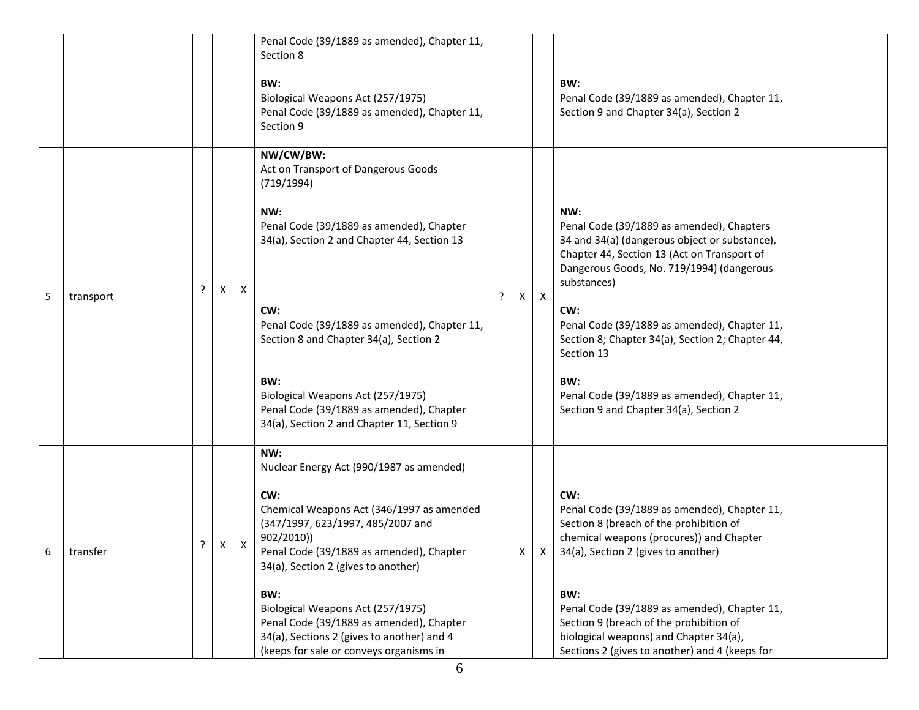| | | | | | | | | | |
|---|---|---|---|---|---|---|---|---|---|
| | | | | | Penal Code (39/1889 as amended), Chapter 11, Section 8<br><br>**BW:**<br>Biological Weapons Act (257/1975)<br>Penal Code (39/1889 as amended), Chapter 11, Section 9 | | | | **BW:**<br>Penal Code (39/1889 as amended), Chapter 11, Section 9 and Chapter 34(a), Section 2 | |
| 5 | transport | ? | X | X | **NW/CW/BW:**<br>Act on Transport of Dangerous Goods (719/1994)<br><br>**NW:**<br>Penal Code (39/1889 as amended), Chapter 34(a), Section 2 and Chapter 44, Section 13<br><br>**CW:**<br>Penal Code (39/1889 as amended), Chapter 11, Section 8 and Chapter 34(a), Section 2<br><br>**BW:**<br>Biological Weapons Act (257/1975)<br>Penal Code (39/1889 as amended), Chapter 34(a), Section 2 and Chapter 11, Section 9 | ? | X | X | **NW:**<br>Penal Code (39/1889 as amended), Chapters 34 and 34(a) (dangerous object or substance), Chapter 44, Section 13 (Act on Transport of Dangerous Goods, No. 719/1994) (dangerous substances)<br><br>**CW:**<br>Penal Code (39/1889 as amended), Chapter 11, Section 8; Chapter 34(a), Section 2; Chapter 44, Section 13<br><br>**BW:**<br>Penal Code (39/1889 as amended), Chapter 11, Section 9 and Chapter 34(a), Section 2 | |
| 6 | transfer | ? | X | X | **NW:**<br>Nuclear Energy Act (990/1987 as amended)<br><br>**CW:**<br>Chemical Weapons Act (346/1997 as amended (347/1997, 623/1997, 485/2007 and 902/2010))<br>Penal Code (39/1889 as amended), Chapter 34(a), Section 2 (gives to another)<br><br>**BW:**<br>Biological Weapons Act (257/1975)<br>Penal Code (39/1889 as amended), Chapter 34(a), Sections 2 (gives to another) and 4 (keeps for sale or conveys organisms in | | X | X | **CW:**<br>Penal Code (39/1889 as amended), Chapter 11, Section 8 (breach of the prohibition of chemical weapons (procures)) and Chapter 34(a), Section 2 (gives to another)<br><br>**BW:**<br>Penal Code (39/1889 as amended), Chapter 11, Section 9 (breach of the prohibition of biological weapons) and Chapter 34(a), Sections 2 (gives to another) and 4 (keeps for | |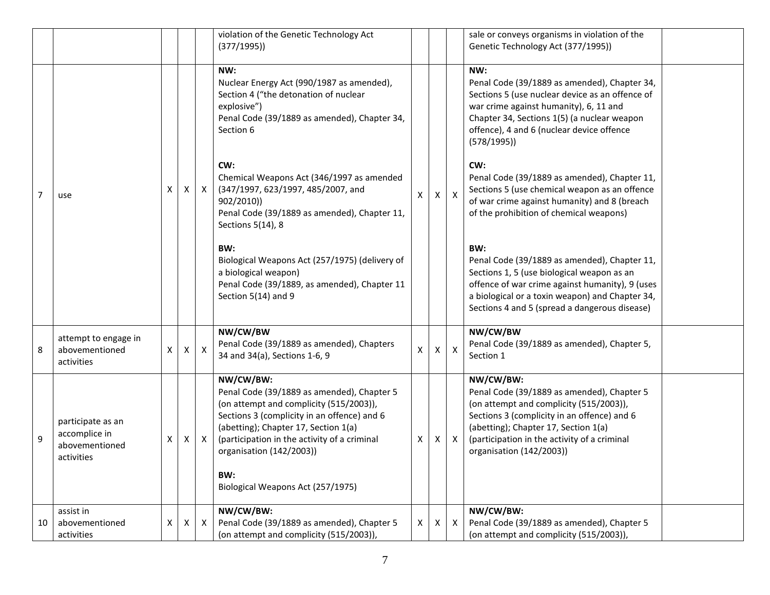| | | | | | | | | | | |
|---|---|---|---|---|---|---|---|---|---|---|
| | | | | | violation of the Genetic Technology Act (377/1995)) | | | | sale or conveys organisms in violation of the Genetic Technology Act (377/1995)) | |
| 7 | use | X | X | X | **NW:**<br>Nuclear Energy Act (990/1987 as amended), Section 4 ("the detonation of nuclear explosive")<br>Penal Code (39/1889 as amended), Chapter 34, Section 6<br><br>**CW:**<br>Chemical Weapons Act (346/1997 as amended (347/1997, 623/1997, 485/2007, and 902/2010))<br>Penal Code (39/1889 as amended), Chapter 11, Sections 5(14), 8<br><br>**BW:**<br>Biological Weapons Act (257/1975) (delivery of a biological weapon)<br>Penal Code (39/1889, as amended), Chapter 11 Section 5(14) and 9 | X | X | X | **NW:**<br>Penal Code (39/1889 as amended), Chapter 34, Sections 5 (use nuclear device as an offence of war crime against humanity), 6, 11 and Chapter 34, Sections 1(5) (a nuclear weapon offence), 4 and 6 (nuclear device offence (578/1995))<br><br>**CW:**<br>Penal Code (39/1889 as amended), Chapter 11, Sections 5 (use chemical weapon as an offence of war crime against humanity) and 8 (breach of the prohibition of chemical weapons)<br><br>**BW:**<br>Penal Code (39/1889 as amended), Chapter 11, Sections 1, 5 (use biological weapon as an offence of war crime against humanity), 9 (uses a biological or a toxin weapon) and Chapter 34, Sections 4 and 5 (spread a dangerous disease) | |
| 8 | attempt to engage in abovementioned activities | X | X | X | **NW/CW/BW**<br>Penal Code (39/1889 as amended), Chapters 34 and 34(a), Sections 1-6, 9 | X | X | X | **NW/CW/BW**<br>Penal Code (39/1889 as amended), Chapter 5, Section 1 | |
| 9 | participate as an accomplice in abovementioned activities | X | X | X | **NW/CW/BW:**<br>Penal Code (39/1889 as amended), Chapter 5 (on attempt and complicity (515/2003)), Sections 3 (complicity in an offence) and 6 (abetting); Chapter 17, Section 1(a) (participation in the activity of a criminal organisation (142/2003))<br><br>**BW:**<br>Biological Weapons Act (257/1975) | X | X | X | **NW/CW/BW:**<br>Penal Code (39/1889 as amended), Chapter 5 (on attempt and complicity (515/2003)), Sections 3 (complicity in an offence) and 6 (abetting); Chapter 17, Section 1(a) (participation in the activity of a criminal organisation (142/2003)) | |
| 10 | assist in abovementioned activities | X | X | X | **NW/CW/BW:**<br>Penal Code (39/1889 as amended), Chapter 5 (on attempt and complicity (515/2003)), | X | X | X | **NW/CW/BW:**<br>Penal Code (39/1889 as amended), Chapter 5 (on attempt and complicity (515/2003)), | |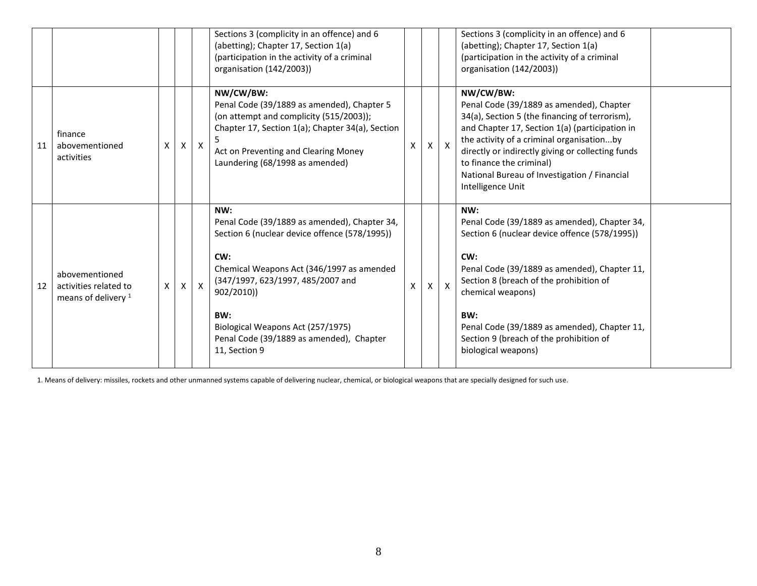| | | | | | | | | | | |
|---|---|---|---|---|---|---|---|---|---|---|
| | | | | | Sections 3 (complicity in an offence) and 6 (abetting); Chapter 17, Section 1(a) (participation in the activity of a criminal organisation (142/2003)) | | | | Sections 3 (complicity in an offence) and 6 (abetting); Chapter 17, Section 1(a) (participation in the activity of a criminal organisation (142/2003)) | |
| 11 | finance abovementioned activities | X | X | X | **NW/CW/BW:**<br>Penal Code (39/1889 as amended), Chapter 5 (on attempt and complicity (515/2003)); Chapter 17, Section 1(a); Chapter 34(a), Section 5<br>Act on Preventing and Clearing Money Laundering (68/1998 as amended) | X | X | X | **NW/CW/BW:**<br>Penal Code (39/1889 as amended), Chapter 34(a), Section 5 (the financing of terrorism), and Chapter 17, Section 1(a) (participation in the activity of a criminal organisation...by directly or indirectly giving or collecting funds to finance the criminal)<br>National Bureau of Investigation / Financial Intelligence Unit | |
| 12 | abovementioned activities related to means of delivery [1] | X | X | X | **NW:**<br>Penal Code (39/1889 as amended), Chapter 34, Section 6 (nuclear device offence (578/1995))<br><br>**CW:**<br>Chemical Weapons Act (346/1997 as amended (347/1997, 623/1997, 485/2007 and 902/2010))<br><br>**BW:**<br>Biological Weapons Act (257/1975)<br>Penal Code (39/1889 as amended), Chapter 11, Section 9 | X | X | X | **NW:**<br>Penal Code (39/1889 as amended), Chapter 34, Section 6 (nuclear device offence (578/1995))<br><br>**CW:**<br>Penal Code (39/1889 as amended), Chapter 11, Section 8 (breach of the prohibition of chemical weapons)<br><br>**BW:**<br>Penal Code (39/1889 as amended), Chapter 11, Section 9 (breach of the prohibition of biological weapons) | |

1. Means of delivery: missiles, rockets and other unmanned systems capable of delivering nuclear, chemical, or biological weapons that are specially designed for such use.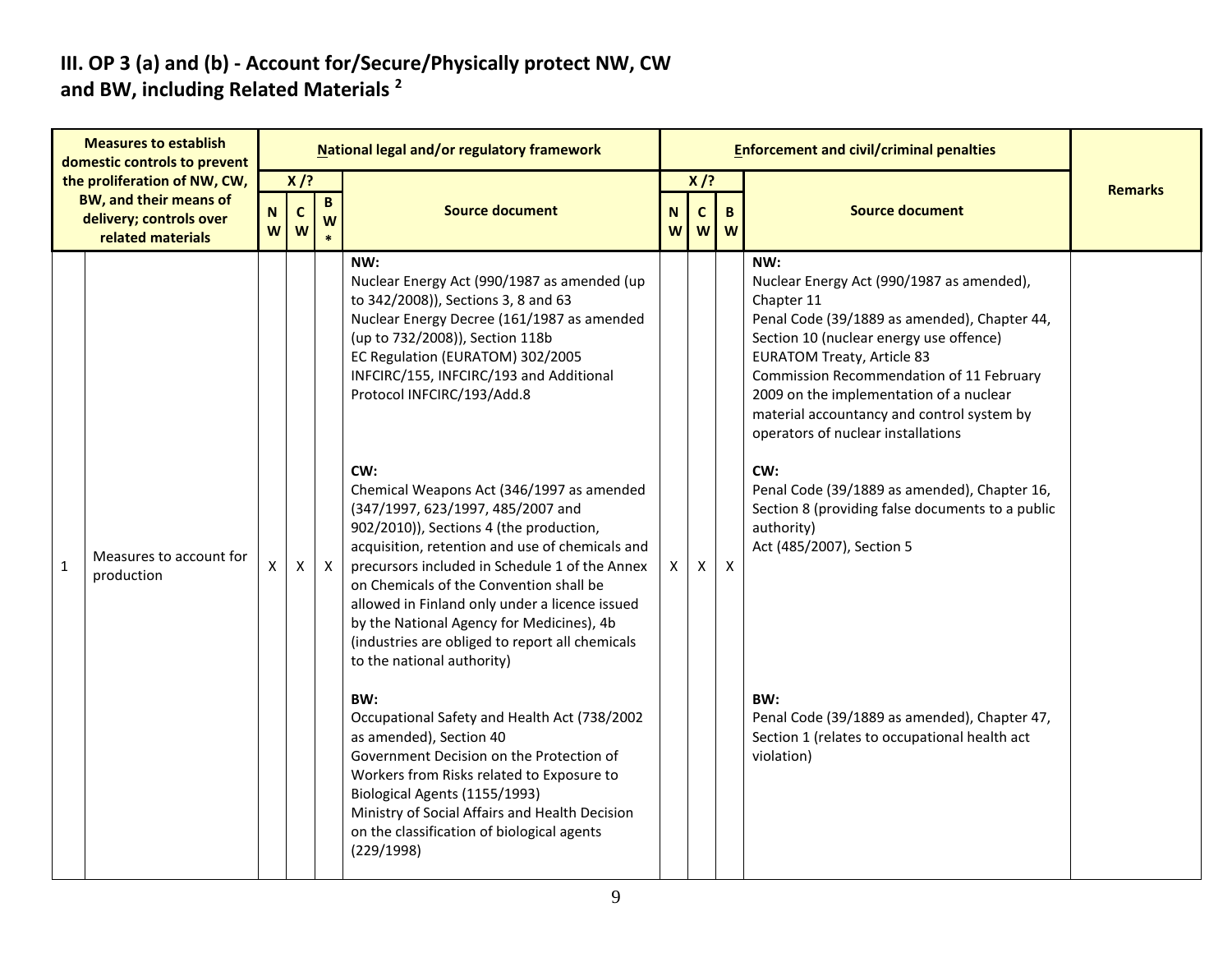## III. OP 3 (a) and (b) - Account for/Secure/Physically protect NW, CW and BW, including Related Materials [2]

| Measures to establish domestic controls to prevent the proliferation of NW, CW, BW, and their means of delivery; controls over related materials | | National legal and/or regulatory framework | | | | Enforcement and civil/criminal penalties | | | | Remarks |
|---|---|---|---|---|---|---|---|---|---|---|
| | | X /? | | | Source document | X /? | | | Source document | |
| | | NW | CW | BW * | | NW | CW | BW | | |
| 1 | Measures to account for production | X | X | X | **NW:**<br>Nuclear Energy Act (990/1987 as amended (up to 342/2008)), Sections 3, 8 and 63<br>Nuclear Energy Decree (161/1987 as amended (up to 732/2008)), Section 118b<br>EC Regulation (EURATOM) 302/2005<br>INFCIRC/155, INFCIRC/193 and Additional Protocol INFCIRC/193/Add.8<br><br>**CW:**<br>Chemical Weapons Act (346/1997 as amended (347/1997, 623/1997, 485/2007 and 902/2010)), Sections 4 (the production, acquisition, retention and use of chemicals and precursors included in Schedule 1 of the Annex on Chemicals of the Convention shall be allowed in Finland only under a licence issued by the National Agency for Medicines), 4b (industries are obliged to report all chemicals to the national authority)<br><br>**BW:**<br>Occupational Safety and Health Act (738/2002 as amended), Section 40<br>Government Decision on the Protection of Workers from Risks related to Exposure to Biological Agents (1155/1993)<br>Ministry of Social Affairs and Health Decision on the classification of biological agents (229/1998) | X | X | X | **NW:**<br>Nuclear Energy Act (990/1987 as amended), Chapter 11<br>Penal Code (39/1889 as amended), Chapter 44, Section 10 (nuclear energy use offence)<br>EURATOM Treaty, Article 83<br>Commission Recommendation of 11 February 2009 on the implementation of a nuclear material accountancy and control system by operators of nuclear installations<br><br>**CW:**<br>Penal Code (39/1889 as amended), Chapter 16, Section 8 (providing false documents to a public authority)<br>Act (485/2007), Section 5<br><br>**BW:**<br>Penal Code (39/1889 as amended), Chapter 47, Section 1 (relates to occupational health act violation) | |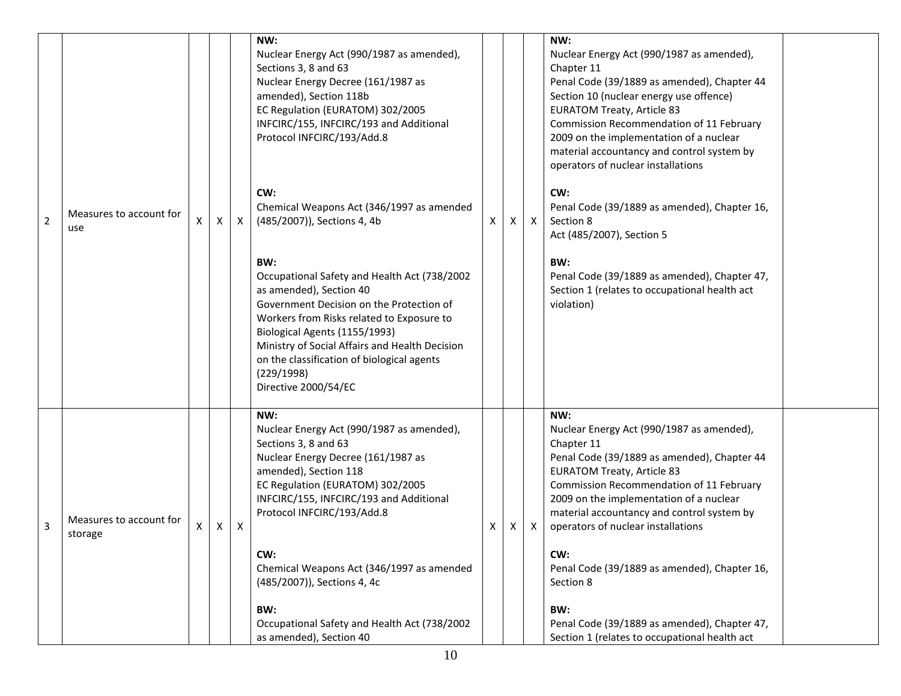| 2 | Measures to account for use | X | X | X | **NW:**<br>Nuclear Energy Act (990/1987 as amended), Sections 3, 8 and 63<br>Nuclear Energy Decree (161/1987 as amended), Section 118b<br>EC Regulation (EURATOM) 302/2005<br>INFCIRC/155, INFCIRC/193 and Additional Protocol INFCIRC/193/Add.8<br><br>**CW:**<br>Chemical Weapons Act (346/1997 as amended (485/2007)), Sections 4, 4b<br><br>**BW:**<br>Occupational Safety and Health Act (738/2002 as amended), Section 40<br>Government Decision on the Protection of Workers from Risks related to Exposure to Biological Agents (1155/1993)<br>Ministry of Social Affairs and Health Decision on the classification of biological agents (229/1998)<br>Directive 2000/54/EC | X | X | X | **NW:**<br>Nuclear Energy Act (990/1987 as amended), Chapter 11<br>Penal Code (39/1889 as amended), Chapter 44 Section 10 (nuclear energy use offence)<br>EURATOM Treaty, Article 83<br>Commission Recommendation of 11 February 2009 on the implementation of a nuclear material accountancy and control system by operators of nuclear installations<br><br>**CW:**<br>Penal Code (39/1889 as amended), Chapter 16, Section 8<br>Act (485/2007), Section 5<br><br>**BW:**<br>Penal Code (39/1889 as amended), Chapter 47, Section 1 (relates to occupational health act violation) | |
|---|---|---|---|---|---|---|---|---|---|---|
| 3 | Measures to account for storage | X | X | X | **NW:**<br>Nuclear Energy Act (990/1987 as amended), Sections 3, 8 and 63<br>Nuclear Energy Decree (161/1987 as amended), Section 118<br>EC Regulation (EURATOM) 302/2005<br>INFCIRC/155, INFCIRC/193 and Additional Protocol INFCIRC/193/Add.8<br><br>**CW:**<br>Chemical Weapons Act (346/1997 as amended (485/2007)), Sections 4, 4c<br><br>**BW:**<br>Occupational Safety and Health Act (738/2002 as amended), Section 40 | X | X | X | **NW:**<br>Nuclear Energy Act (990/1987 as amended), Chapter 11<br>Penal Code (39/1889 as amended), Chapter 44<br>EURATOM Treaty, Article 83<br>Commission Recommendation of 11 February 2009 on the implementation of a nuclear material accountancy and control system by operators of nuclear installations<br><br>**CW:**<br>Penal Code (39/1889 as amended), Chapter 16, Section 8<br><br>**BW:**<br>Penal Code (39/1889 as amended), Chapter 47, Section 1 (relates to occupational health act | |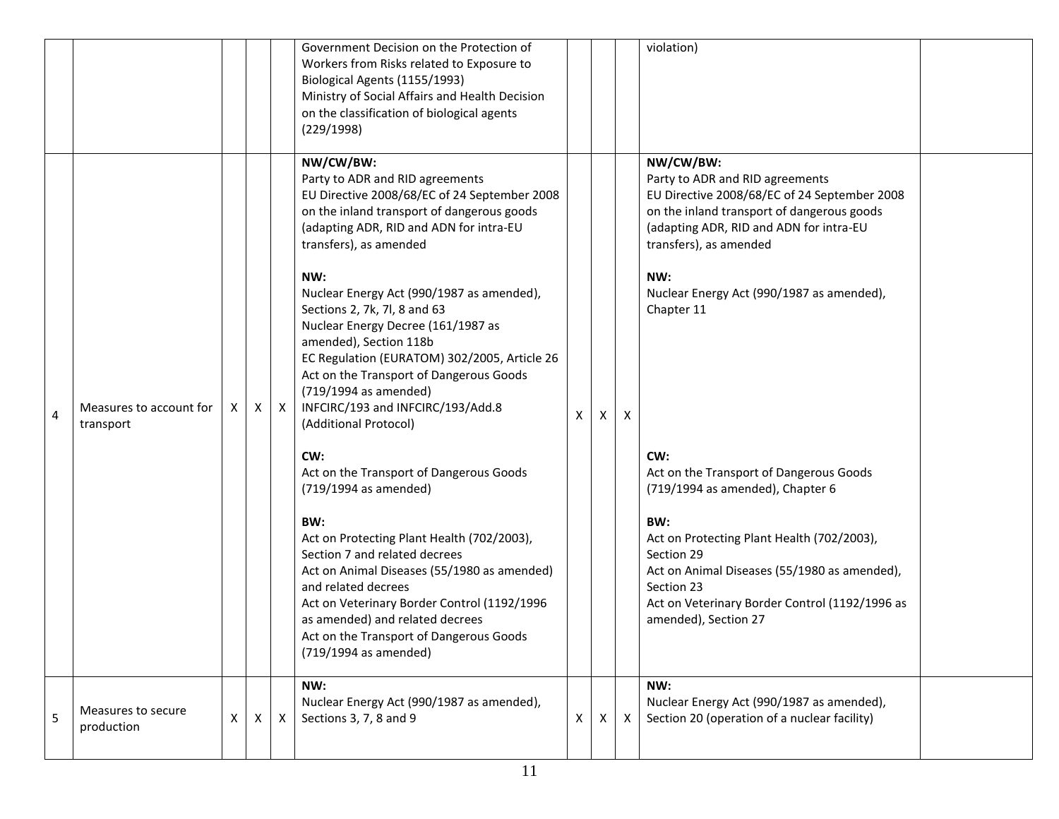| | | | | | | | | | | |
|---|---|---|---|---|---|---|---|---|---|---|
| | | | | | Government Decision on the Protection of Workers from Risks related to Exposure to Biological Agents (1155/1993)<br>Ministry of Social Affairs and Health Decision on the classification of biological agents (229/1998) | | | | violation) | |
| 4 | Measures to account for transport | X | X | X | **NW/CW/BW:**<br>Party to ADR and RID agreements<br>EU Directive 2008/68/EC of 24 September 2008 on the inland transport of dangerous goods (adapting ADR, RID and ADN for intra-EU transfers), as amended<br><br>**NW:**<br>Nuclear Energy Act (990/1987 as amended), Sections 2, 7k, 7l, 8 and 63<br>Nuclear Energy Decree (161/1987 as amended), Section 118b<br>EC Regulation (EURATOM) 302/2005, Article 26<br>Act on the Transport of Dangerous Goods (719/1994 as amended)<br>INFCIRC/193 and INFCIRC/193/Add.8 (Additional Protocol)<br><br>**CW:**<br>Act on the Transport of Dangerous Goods (719/1994 as amended)<br><br>**BW:**<br>Act on Protecting Plant Health (702/2003), Section 7 and related decrees<br>Act on Animal Diseases (55/1980 as amended) and related decrees<br>Act on Veterinary Border Control (1192/1996 as amended) and related decrees<br>Act on the Transport of Dangerous Goods (719/1994 as amended) | X | X | X | **NW/CW/BW:**<br>Party to ADR and RID agreements<br>EU Directive 2008/68/EC of 24 September 2008 on the inland transport of dangerous goods (adapting ADR, RID and ADN for intra-EU transfers), as amended<br><br>**NW:**<br>Nuclear Energy Act (990/1987 as amended), Chapter 11<br><br>**CW:**<br>Act on the Transport of Dangerous Goods (719/1994 as amended), Chapter 6<br><br>**BW:**<br>Act on Protecting Plant Health (702/2003), Section 29<br>Act on Animal Diseases (55/1980 as amended), Section 23<br>Act on Veterinary Border Control (1192/1996 as amended), Section 27 | |
| 5 | Measures to secure production | X | X | X | **NW:**<br>Nuclear Energy Act (990/1987 as amended), Sections 3, 7, 8 and 9 | X | X | X | **NW:**<br>Nuclear Energy Act (990/1987 as amended), Section 20 (operation of a nuclear facility) | |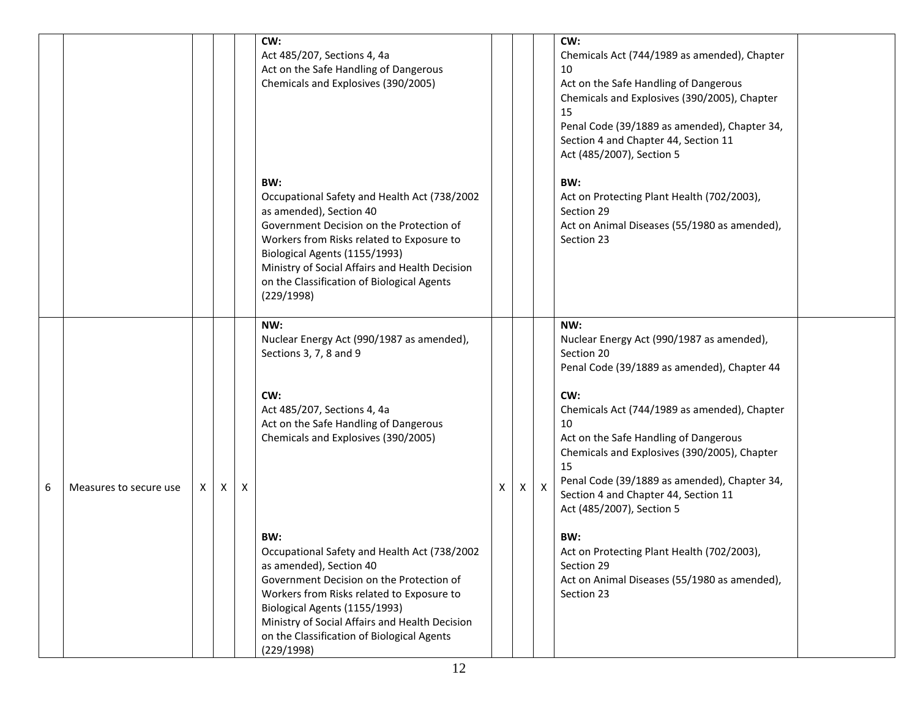| | | | | | | | | | | |
|---|---|---|---|---|---|---|---|---|---|---|
| | | | | | **CW:**<br>Act 485/207, Sections 4, 4a<br>Act on the Safe Handling of Dangerous Chemicals and Explosives (390/2005)<br><br>**BW:**<br>Occupational Safety and Health Act (738/2002 as amended), Section 40<br>Government Decision on the Protection of Workers from Risks related to Exposure to Biological Agents (1155/1993)<br>Ministry of Social Affairs and Health Decision on the Classification of Biological Agents (229/1998) | | | | **CW:**<br>Chemicals Act (744/1989 as amended), Chapter 10<br>Act on the Safe Handling of Dangerous Chemicals and Explosives (390/2005), Chapter 15<br>Penal Code (39/1889 as amended), Chapter 34, Section 4 and Chapter 44, Section 11<br>Act (485/2007), Section 5<br><br>**BW:**<br>Act on Protecting Plant Health (702/2003), Section 29<br>Act on Animal Diseases (55/1980 as amended), Section 23 | |
| 6 | Measures to secure use | X | X | X | **NW:**<br>Nuclear Energy Act (990/1987 as amended), Sections 3, 7, 8 and 9<br><br>**CW:**<br>Act 485/207, Sections 4, 4a<br>Act on the Safe Handling of Dangerous Chemicals and Explosives (390/2005)<br><br>**BW:**<br>Occupational Safety and Health Act (738/2002 as amended), Section 40<br>Government Decision on the Protection of Workers from Risks related to Exposure to Biological Agents (1155/1993)<br>Ministry of Social Affairs and Health Decision on the Classification of Biological Agents (229/1998) | X | X | X | **NW:**<br>Nuclear Energy Act (990/1987 as amended), Section 20<br>Penal Code (39/1889 as amended), Chapter 44<br><br>**CW:**<br>Chemicals Act (744/1989 as amended), Chapter 10<br>Act on the Safe Handling of Dangerous Chemicals and Explosives (390/2005), Chapter 15<br>Penal Code (39/1889 as amended), Chapter 34, Section 4 and Chapter 44, Section 11<br>Act (485/2007), Section 5<br><br>**BW:**<br>Act on Protecting Plant Health (702/2003), Section 29<br>Act on Animal Diseases (55/1980 as amended), Section 23 | |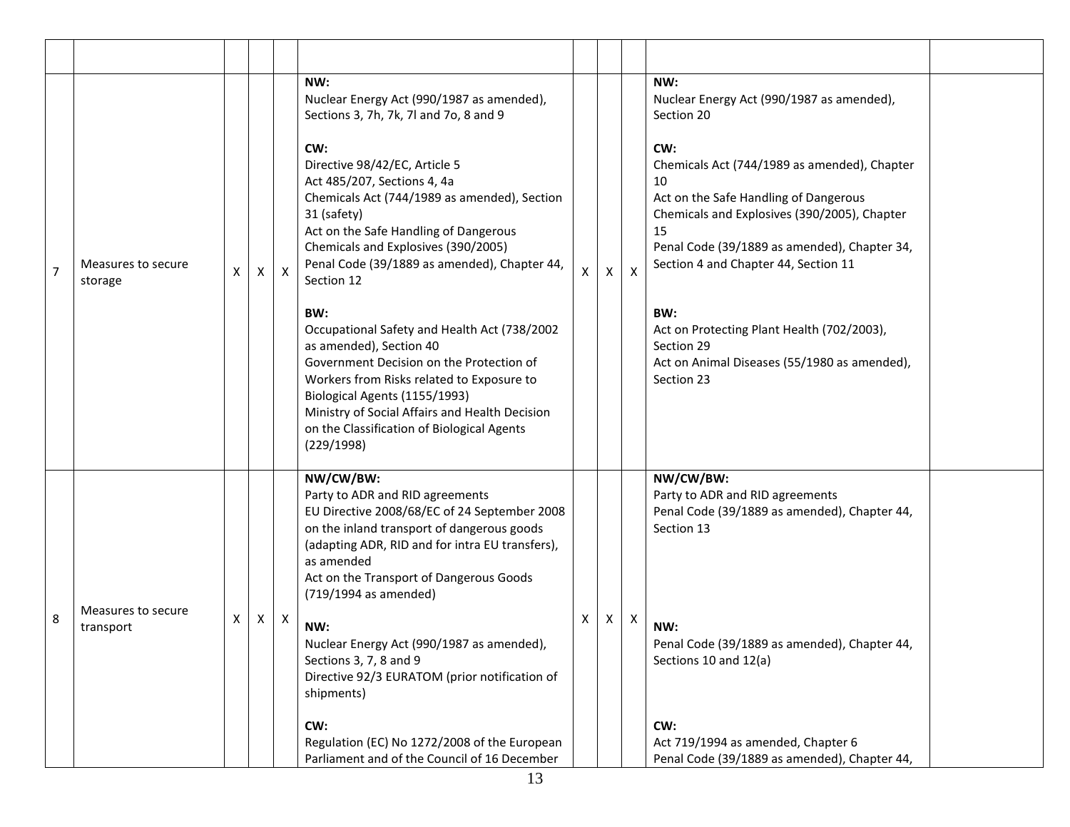| | | | | | | | | | | |
|---|---|---|---|---|---|---|---|---|---|---|
| 7 | Measures to secure storage | X | X | X | **NW:**<br>Nuclear Energy Act (990/1987 as amended), Sections 3, 7h, 7k, 7l and 7o, 8 and 9<br><br>**CW:**<br>Directive 98/42/EC, Article 5<br>Act 485/207, Sections 4, 4a<br>Chemicals Act (744/1989 as amended), Section 31 (safety)<br>Act on the Safe Handling of Dangerous Chemicals and Explosives (390/2005)<br>Penal Code (39/1889 as amended), Chapter 44, Section 12<br><br>**BW:**<br>Occupational Safety and Health Act (738/2002 as amended), Section 40<br>Government Decision on the Protection of Workers from Risks related to Exposure to Biological Agents (1155/1993)<br>Ministry of Social Affairs and Health Decision on the Classification of Biological Agents (229/1998) | X | X | X | **NW:**<br>Nuclear Energy Act (990/1987 as amended), Section 20<br><br>**CW:**<br>Chemicals Act (744/1989 as amended), Chapter 10<br>Act on the Safe Handling of Dangerous Chemicals and Explosives (390/2005), Chapter 15<br>Penal Code (39/1889 as amended), Chapter 34, Section 4 and Chapter 44, Section 11<br><br>**BW:**<br>Act on Protecting Plant Health (702/2003), Section 29<br>Act on Animal Diseases (55/1980 as amended), Section 23 | |
| 8 | Measures to secure transport | X | X | X | **NW/CW/BW:**<br>Party to ADR and RID agreements<br>EU Directive 2008/68/EC of 24 September 2008 on the inland transport of dangerous goods (adapting ADR, RID and for intra EU transfers), as amended<br>Act on the Transport of Dangerous Goods (719/1994 as amended)<br><br>**NW:**<br>Nuclear Energy Act (990/1987 as amended), Sections 3, 7, 8 and 9<br>Directive 92/3 EURATOM (prior notification of shipments)<br><br>**CW:**<br>Regulation (EC) No 1272/2008 of the European Parliament and of the Council of 16 December | X | X | X | **NW/CW/BW:**<br>Party to ADR and RID agreements<br>Penal Code (39/1889 as amended), Chapter 44, Section 13<br><br>**NW:**<br>Penal Code (39/1889 as amended), Chapter 44, Sections 10 and 12(a)<br><br>**CW:**<br>Act 719/1994 as amended, Chapter 6<br>Penal Code (39/1889 as amended), Chapter 44, | |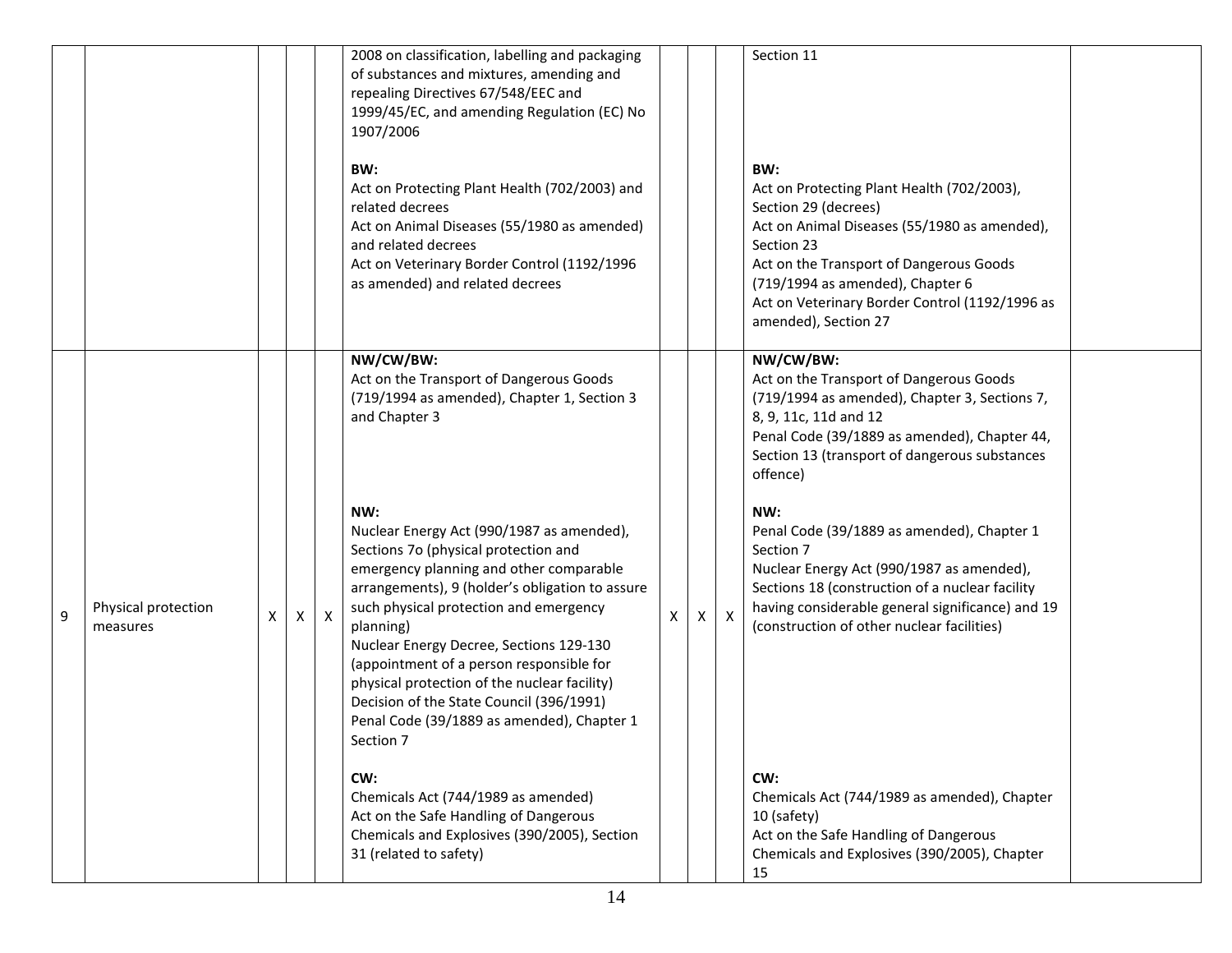| | | | | | | | | | | |
|---|---|---|---|---|---|---|---|---|---|---|
| | | | | | 2008 on classification, labelling and packaging of substances and mixtures, amending and repealing Directives 67/548/EEC and 1999/45/EC, and amending Regulation (EC) No 1907/2006<br><br>**BW:**<br>Act on Protecting Plant Health (702/2003) and related decrees<br>Act on Animal Diseases (55/1980 as amended) and related decrees<br>Act on Veterinary Border Control (1192/1996 as amended) and related decrees | | | | Section 11<br><br>**BW:**<br>Act on Protecting Plant Health (702/2003), Section 29 (decrees)<br>Act on Animal Diseases (55/1980 as amended), Section 23<br>Act on the Transport of Dangerous Goods (719/1994 as amended), Chapter 6<br>Act on Veterinary Border Control (1192/1996 as amended), Section 27 | |
| 9 | Physical protection measures | X | X | X | **NW/CW/BW:**<br>Act on the Transport of Dangerous Goods (719/1994 as amended), Chapter 1, Section 3 and Chapter 3<br><br>**NW:**<br>Nuclear Energy Act (990/1987 as amended), Sections 7o (physical protection and emergency planning and other comparable arrangements), 9 (holder's obligation to assure such physical protection and emergency planning)<br>Nuclear Energy Decree, Sections 129-130 (appointment of a person responsible for physical protection of the nuclear facility)<br>Decision of the State Council (396/1991)<br>Penal Code (39/1889 as amended), Chapter 1 Section 7<br><br>**CW:**<br>Chemicals Act (744/1989 as amended)<br>Act on the Safe Handling of Dangerous Chemicals and Explosives (390/2005), Section 31 (related to safety) | X | X | X | **NW/CW/BW:**<br>Act on the Transport of Dangerous Goods (719/1994 as amended), Chapter 3, Sections 7, 8, 9, 11c, 11d and 12<br>Penal Code (39/1889 as amended), Chapter 44, Section 13 (transport of dangerous substances offence)<br><br>**NW:**<br>Penal Code (39/1889 as amended), Chapter 1 Section 7<br>Nuclear Energy Act (990/1987 as amended), Sections 18 (construction of a nuclear facility having considerable general significance) and 19 (construction of other nuclear facilities)<br><br>**CW:**<br>Chemicals Act (744/1989 as amended), Chapter 10 (safety)<br>Act on the Safe Handling of Dangerous Chemicals and Explosives (390/2005), Chapter 15 | |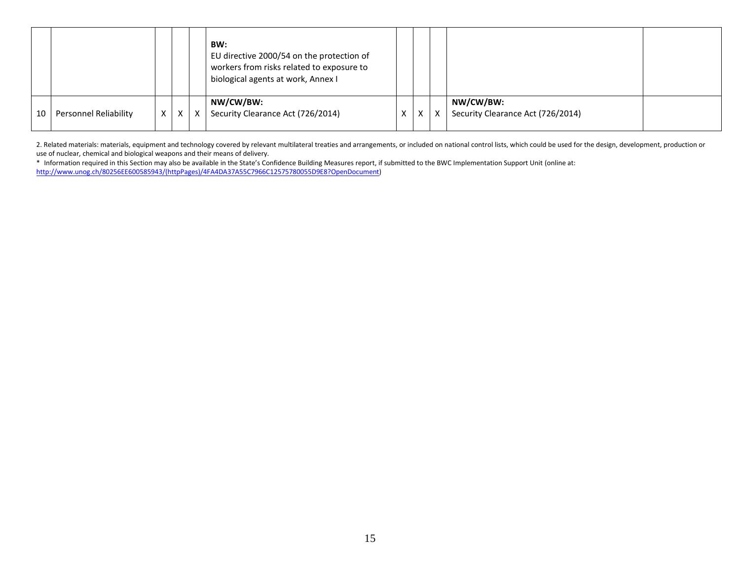| | | | | | | | | | | |
|---|---|---|---|---|---|---|---|---|---|---|
| | | | | | **BW:**<br>EU directive 2000/54 on the protection of workers from risks related to exposure to biological agents at work, Annex I | | | | | |
| 10 | Personnel Reliability | X | X | X | **NW/CW/BW:**<br>Security Clearance Act (726/2014) | X | X | X | **NW/CW/BW:**<br>Security Clearance Act (726/2014) | |

2. Related materials: materials, equipment and technology covered by relevant multilateral treaties and arrangements, or included on national control lists, which could be used for the design, development, production or use of nuclear, chemical and biological weapons and their means of delivery.

\* Information required in this Section may also be available in the State's Confidence Building Measures report, if submitted to the BWC Implementation Support Unit (online at: http://www.unog.ch/80256EE600585943/(httpPages)/4FA4DA37A55C7966C12575780055D9E8?OpenDocument)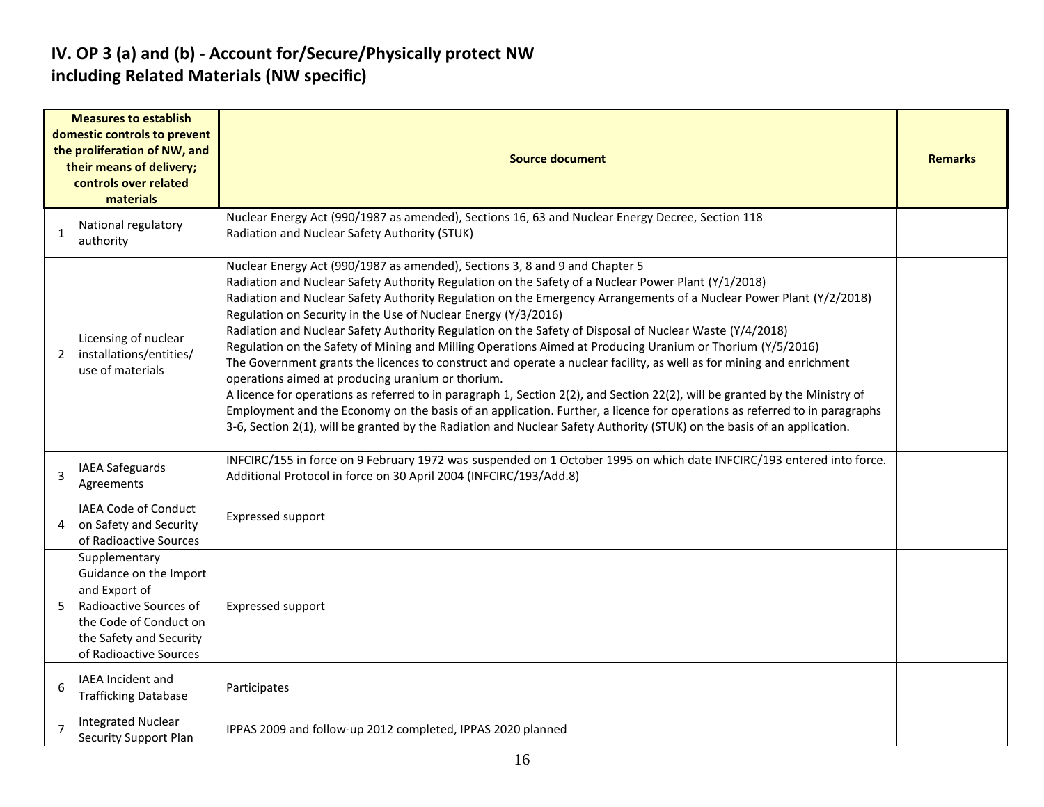# IV. OP 3 (a) and (b) - Account for/Secure/Physically protect NW including Related Materials (NW specific)

| | Measures to establish domestic controls to prevent the proliferation of NW, and their means of delivery; controls over related materials | Source document | Remarks |
|---|---|---|---|
| 1 | National regulatory authority | Nuclear Energy Act (990/1987 as amended), Sections 16, 63 and Nuclear Energy Decree, Section 118<br>Radiation and Nuclear Safety Authority (STUK) | |
| 2 | Licensing of nuclear installations/entities/ use of materials | Nuclear Energy Act (990/1987 as amended), Sections 3, 8 and 9 and Chapter 5<br>Radiation and Nuclear Safety Authority Regulation on the Safety of a Nuclear Power Plant (Y/1/2018)<br>Radiation and Nuclear Safety Authority Regulation on the Emergency Arrangements of a Nuclear Power Plant (Y/2/2018)<br>Regulation on Security in the Use of Nuclear Energy (Y/3/2016)<br>Radiation and Nuclear Safety Authority Regulation on the Safety of Disposal of Nuclear Waste (Y/4/2018)<br>Regulation on the Safety of Mining and Milling Operations Aimed at Producing Uranium or Thorium (Y/5/2016)<br>The Government grants the licences to construct and operate a nuclear facility, as well as for mining and enrichment operations aimed at producing uranium or thorium.<br>A licence for operations as referred to in paragraph 1, Section 2(2), and Section 22(2), will be granted by the Ministry of Employment and the Economy on the basis of an application. Further, a licence for operations as referred to in paragraphs 3-6, Section 2(1), will be granted by the Radiation and Nuclear Safety Authority (STUK) on the basis of an application. | |
| 3 | IAEA Safeguards Agreements | INFCIRC/155 in force on 9 February 1972 was suspended on 1 October 1995 on which date INFCIRC/193 entered into force.<br>Additional Protocol in force on 30 April 2004 (INFCIRC/193/Add.8) | |
| 4 | IAEA Code of Conduct on Safety and Security of Radioactive Sources | Expressed support | |
| 5 | Supplementary Guidance on the Import and Export of Radioactive Sources of the Code of Conduct on the Safety and Security of Radioactive Sources | Expressed support | |
| 6 | IAEA Incident and Trafficking Database | Participates | |
| 7 | Integrated Nuclear Security Support Plan | IPPAS 2009 and follow-up 2012 completed, IPPAS 2020 planned | |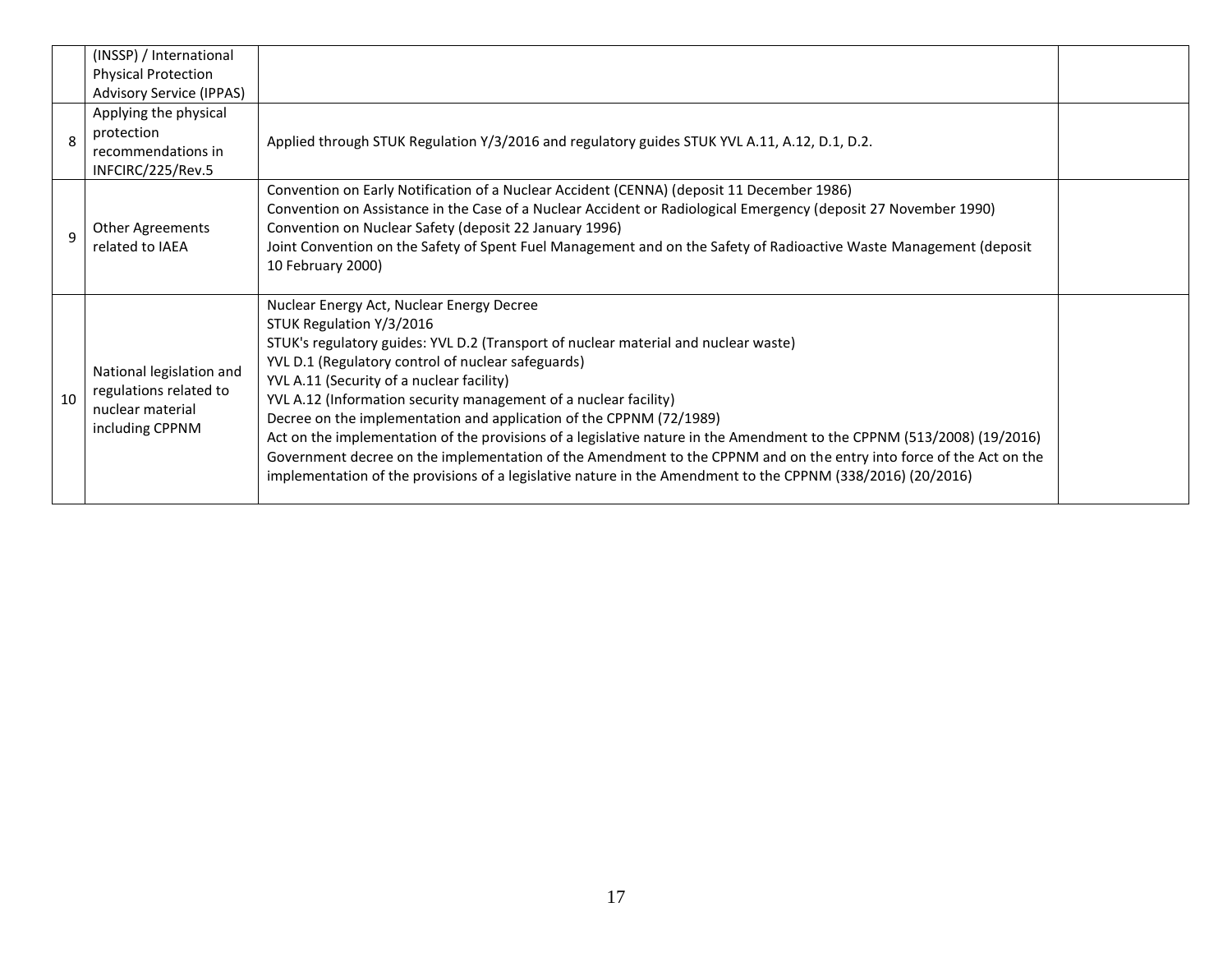| | | | |
|---|---|---|---|
| | (INSSP) / International Physical Protection Advisory Service (IPPAS) | | |
| 8 | Applying the physical protection recommendations in INFCIRC/225/Rev.5 | Applied through STUK Regulation Y/3/2016 and regulatory guides STUK YVL A.11, A.12, D.1, D.2. | |
| 9 | Other Agreements related to IAEA | Convention on Early Notification of a Nuclear Accident (CENNA) (deposit 11 December 1986)<br>Convention on Assistance in the Case of a Nuclear Accident or Radiological Emergency (deposit 27 November 1990)<br>Convention on Nuclear Safety (deposit 22 January 1996)<br>Joint Convention on the Safety of Spent Fuel Management and on the Safety of Radioactive Waste Management (deposit 10 February 2000) | |
| 10 | National legislation and regulations related to nuclear material including CPPNM | Nuclear Energy Act, Nuclear Energy Decree<br>STUK Regulation Y/3/2016<br>STUK's regulatory guides: YVL D.2 (Transport of nuclear material and nuclear waste)<br>YVL D.1 (Regulatory control of nuclear safeguards)<br>YVL A.11 (Security of a nuclear facility)<br>YVL A.12 (Information security management of a nuclear facility)<br>Decree on the implementation and application of the CPPNM (72/1989)<br>Act on the implementation of the provisions of a legislative nature in the Amendment to the CPPNM (513/2008) (19/2016)<br>Government decree on the implementation of the Amendment to the CPPNM and on the entry into force of the Act on the implementation of the provisions of a legislative nature in the Amendment to the CPPNM (338/2016) (20/2016) | |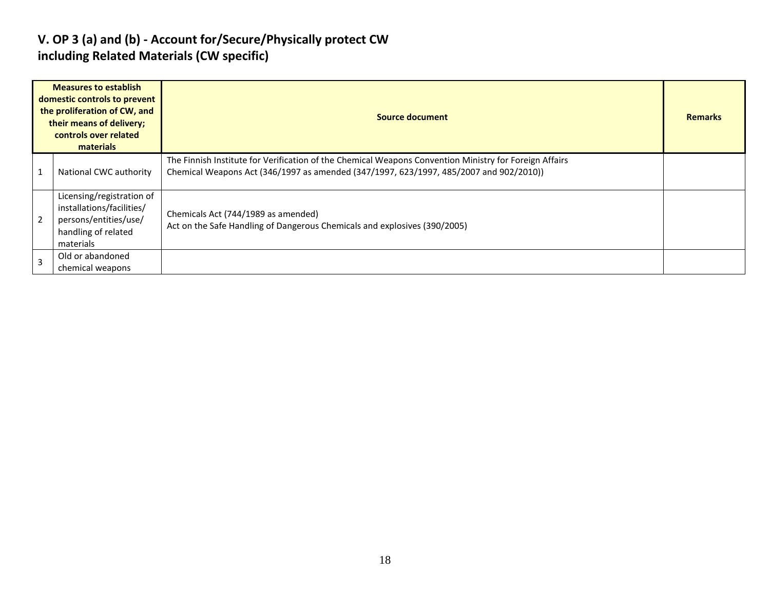## V. OP 3 (a) and (b) - Account for/Secure/Physically protect CW including Related Materials (CW specific)

| Measures to establish domestic controls to prevent the proliferation of CW, and their means of delivery; controls over related materials | | Source document | Remarks |
|---|---|---|---|
| 1 | National CWC authority | The Finnish Institute for Verification of the Chemical Weapons Convention Ministry for Foreign Affairs<br>Chemical Weapons Act (346/1997 as amended (347/1997, 623/1997, 485/2007 and 902/2010)) | |
| 2 | Licensing/registration of installations/facilities/ persons/entities/use/ handling of related materials | Chemicals Act (744/1989 as amended)<br>Act on the Safe Handling of Dangerous Chemicals and explosives (390/2005) | |
| 3 | Old or abandoned chemical weapons | | |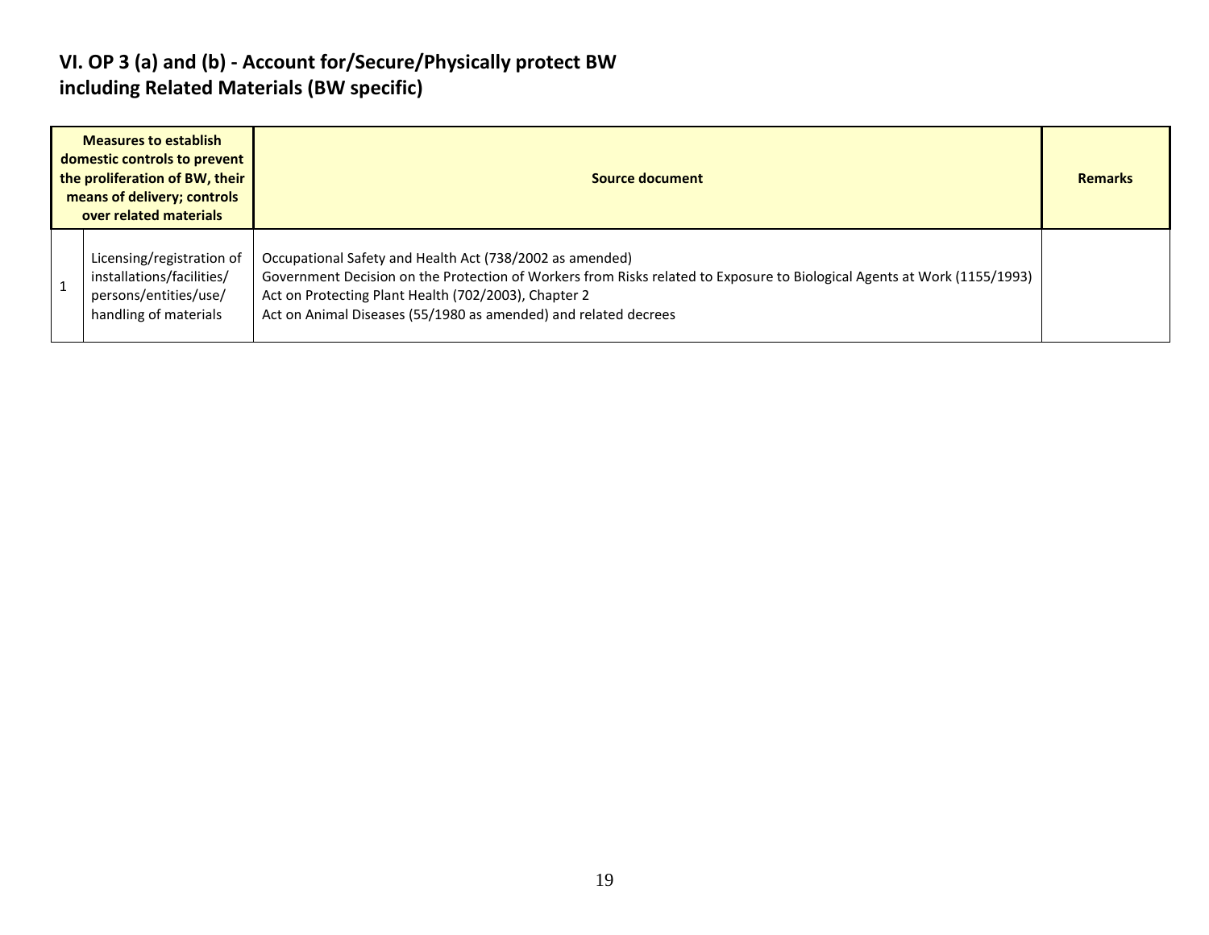## VI. OP 3 (a) and (b) - Account for/Secure/Physically protect BW including Related Materials (BW specific)

| Measures to establish domestic controls to prevent the proliferation of BW, their means of delivery; controls over related materials | | Source document | Remarks |
|---|---|---|---|
| 1 | Licensing/registration of installations/facilities/ persons/entities/use/ handling of materials | Occupational Safety and Health Act (738/2002 as amended)<br>Government Decision on the Protection of Workers from Risks related to Exposure to Biological Agents at Work (1155/1993)<br>Act on Protecting Plant Health (702/2003), Chapter 2<br>Act on Animal Diseases (55/1980 as amended) and related decrees | |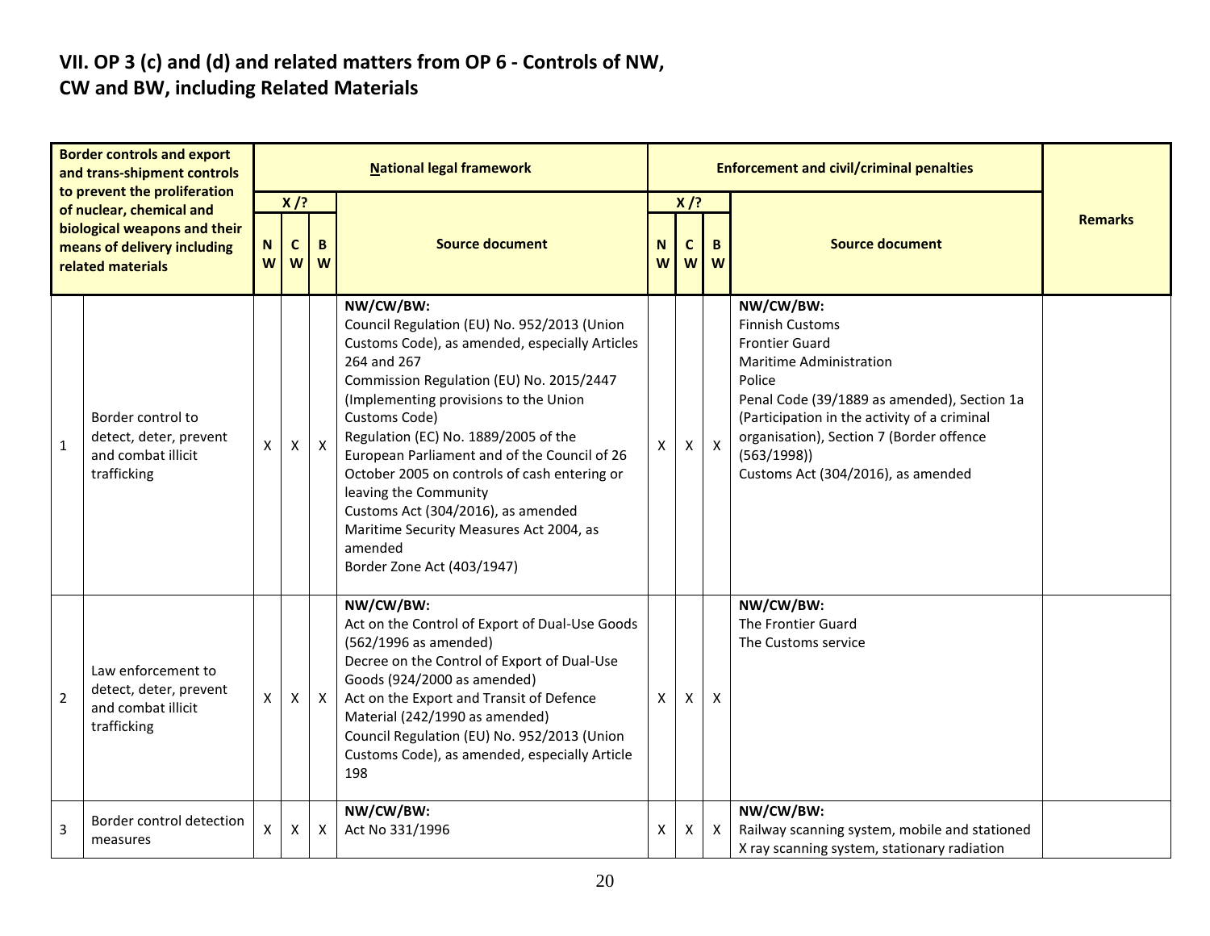## VII. OP 3 (c) and (d) and related matters from OP 6 - Controls of NW, CW and BW, including Related Materials

| | Border controls and export and trans-shipment controls to prevent the proliferation of nuclear, chemical and biological weapons and their means of delivery including related materials | National legal framework | | | | Enforcement and civil/criminal penalties | | | | Remarks |
|---|---|---|---|---|---|---|---|---|---|---|
| | | X /? | | | Source document | X /? | | | Source document | |
| | | NW | CW | BW | | NW | CW | BW | | |
| 1 | Border control to detect, deter, prevent and combat illicit trafficking | X | X | X | **NW/CW/BW:**<br>Council Regulation (EU) No. 952/2013 (Union Customs Code), as amended, especially Articles 264 and 267<br>Commission Regulation (EU) No. 2015/2447 (Implementing provisions to the Union Customs Code)<br>Regulation (EC) No. 1889/2005 of the European Parliament and of the Council of 26 October 2005 on controls of cash entering or leaving the Community<br>Customs Act (304/2016), as amended<br>Maritime Security Measures Act 2004, as amended<br>Border Zone Act (403/1947) | X | X | X | **NW/CW/BW:**<br>Finnish Customs<br>Frontier Guard<br>Maritime Administration<br>Police<br>Penal Code (39/1889 as amended), Section 1a (Participation in the activity of a criminal organisation), Section 7 (Border offence (563/1998))<br>Customs Act (304/2016), as amended | |
| 2 | Law enforcement to detect, deter, prevent and combat illicit trafficking | X | X | X | **NW/CW/BW:**<br>Act on the Control of Export of Dual-Use Goods (562/1996 as amended)<br>Decree on the Control of Export of Dual-Use Goods (924/2000 as amended)<br>Act on the Export and Transit of Defence Material (242/1990 as amended)<br>Council Regulation (EU) No. 952/2013 (Union Customs Code), as amended, especially Article 198 | X | X | X | **NW/CW/BW:**<br>The Frontier Guard<br>The Customs service | |
| 3 | Border control detection measures | X | X | X | **NW/CW/BW:**<br>Act No 331/1996 | X | X | X | **NW/CW/BW:**<br>Railway scanning system, mobile and stationed X ray scanning system, stationary radiation | |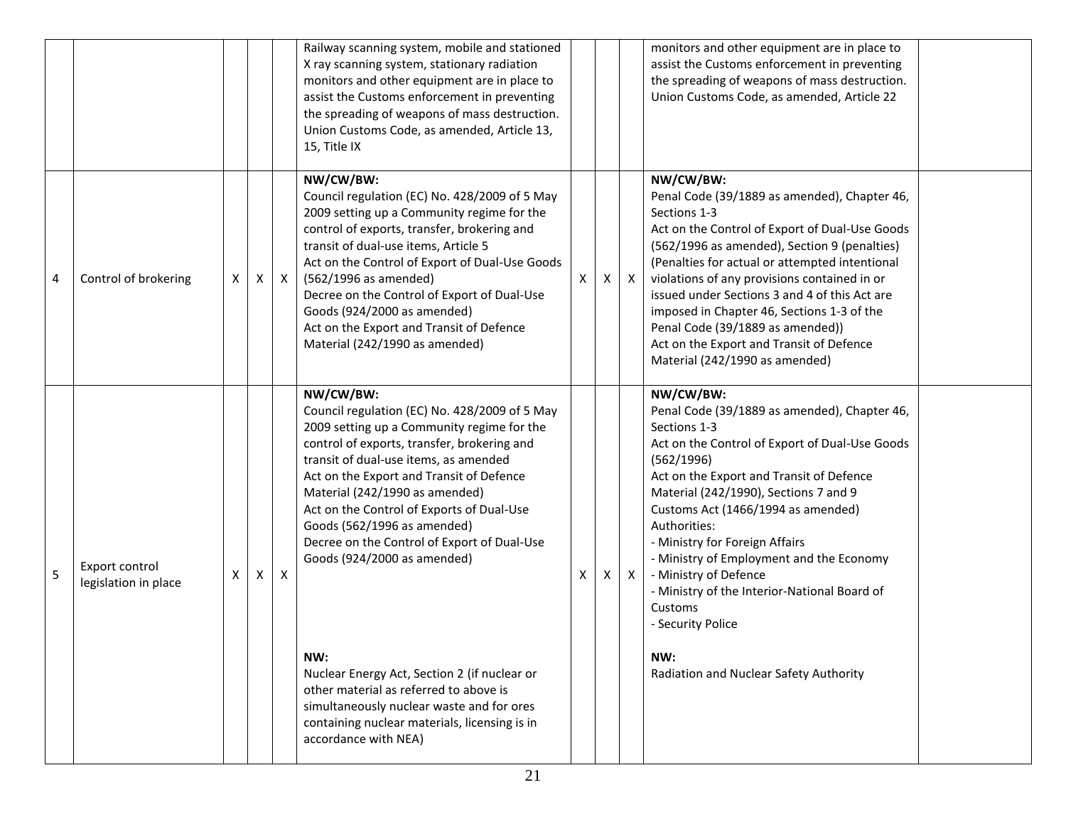| | | | | | | | | | | |
|---|---|---|---|---|---|---|---|---|---|---|
| | | | | | Railway scanning system, mobile and stationed X ray scanning system, stationary radiation monitors and other equipment are in place to assist the Customs enforcement in preventing the spreading of weapons of mass destruction. Union Customs Code, as amended, Article 13, 15, Title IX | | | | monitors and other equipment are in place to assist the Customs enforcement in preventing the spreading of weapons of mass destruction. Union Customs Code, as amended, Article 22 | |
| 4 | Control of brokering | X | X | X | **NW/CW/BW:**<br>Council regulation (EC) No. 428/2009 of 5 May 2009 setting up a Community regime for the control of exports, transfer, brokering and transit of dual-use items, Article 5<br>Act on the Control of Export of Dual-Use Goods (562/1996 as amended)<br>Decree on the Control of Export of Dual-Use Goods (924/2000 as amended)<br>Act on the Export and Transit of Defence Material (242/1990 as amended) | X | X | X | **NW/CW/BW:**<br>Penal Code (39/1889 as amended), Chapter 46, Sections 1-3<br>Act on the Control of Export of Dual-Use Goods (562/1996 as amended), Section 9 (penalties) (Penalties for actual or attempted intentional violations of any provisions contained in or issued under Sections 3 and 4 of this Act are imposed in Chapter 46, Sections 1-3 of the Penal Code (39/1889 as amended))<br>Act on the Export and Transit of Defence Material (242/1990 as amended) | |
| 5 | Export control legislation in place | X | X | X | **NW/CW/BW:**<br>Council regulation (EC) No. 428/2009 of 5 May 2009 setting up a Community regime for the control of exports, transfer, brokering and transit of dual-use items, as amended<br>Act on the Export and Transit of Defence Material (242/1990 as amended)<br>Act on the Control of Exports of Dual-Use Goods (562/1996 as amended)<br>Decree on the Control of Export of Dual-Use Goods (924/2000 as amended)<br><br>**NW:**<br>Nuclear Energy Act, Section 2 (if nuclear or other material as referred to above is simultaneously nuclear waste and for ores containing nuclear materials, licensing is in accordance with NEA) | X | X | X | **NW/CW/BW:**<br>Penal Code (39/1889 as amended), Chapter 46, Sections 1-3<br>Act on the Control of Export of Dual-Use Goods (562/1996)<br>Act on the Export and Transit of Defence Material (242/1990), Sections 7 and 9<br>Customs Act (1466/1994 as amended)<br>Authorities:<br>- Ministry for Foreign Affairs<br>- Ministry of Employment and the Economy<br>- Ministry of Defence<br>- Ministry of the Interior-National Board of Customs<br>- Security Police<br><br>**NW:**<br>Radiation and Nuclear Safety Authority | |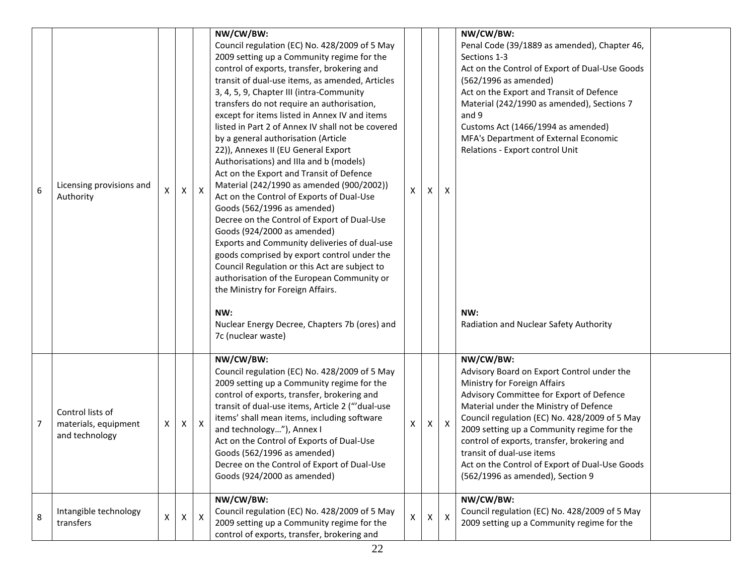| 6 | Licensing provisions and Authority | X | X | X | **NW/CW/BW:**<br>Council regulation (EC) No. 428/2009 of 5 May 2009 setting up a Community regime for the control of exports, transfer, brokering and transit of dual-use items, as amended, Articles 3, 4, 5, 9, Chapter III (intra-Community transfers do not require an authorisation, except for items listed in Annex IV and items listed in Part 2 of Annex IV shall not be covered by a general authorisation (Article 22)), Annexes II (EU General Export Authorisations) and IIIa and b (models)<br>Act on the Export and Transit of Defence Material (242/1990 as amended (900/2002))<br>Act on the Control of Exports of Dual-Use Goods (562/1996 as amended)<br>Decree on the Control of Export of Dual-Use Goods (924/2000 as amended)<br>Exports and Community deliveries of dual-use goods comprised by export control under the Council Regulation or this Act are subject to authorisation of the European Community or the Ministry for Foreign Affairs.<br><br>**NW:**<br>Nuclear Energy Decree, Chapters 7b (ores) and 7c (nuclear waste) | X | X | X | **NW/CW/BW:**<br>Penal Code (39/1889 as amended), Chapter 46, Sections 1-3<br>Act on the Control of Export of Dual-Use Goods (562/1996 as amended)<br>Act on the Export and Transit of Defence Material (242/1990 as amended), Sections 7 and 9<br>Customs Act (1466/1994 as amended)<br>MFA's Department of External Economic Relations - Export control Unit<br><br>**NW:**<br>Radiation and Nuclear Safety Authority | |
|---|---|---|---|---|---|---|---|---|---|---|
| 7 | Control lists of materials, equipment and technology | X | X | X | **NW/CW/BW:**<br>Council regulation (EC) No. 428/2009 of 5 May 2009 setting up a Community regime for the control of exports, transfer, brokering and transit of dual-use items, Article 2 ("'dual-use items' shall mean items, including software and technology…"), Annex I<br>Act on the Control of Exports of Dual-Use Goods (562/1996 as amended)<br>Decree on the Control of Export of Dual-Use Goods (924/2000 as amended) | X | X | X | **NW/CW/BW:**<br>Advisory Board on Export Control under the Ministry for Foreign Affairs<br>Advisory Committee for Export of Defence Material under the Ministry of Defence<br>Council regulation (EC) No. 428/2009 of 5 May 2009 setting up a Community regime for the control of exports, transfer, brokering and transit of dual-use items<br>Act on the Control of Export of Dual-Use Goods (562/1996 as amended), Section 9 | |
| 8 | Intangible technology transfers | X | X | X | **NW/CW/BW:**<br>Council regulation (EC) No. 428/2009 of 5 May 2009 setting up a Community regime for the control of exports, transfer, brokering and | X | X | X | **NW/CW/BW:**<br>Council regulation (EC) No. 428/2009 of 5 May 2009 setting up a Community regime for the | |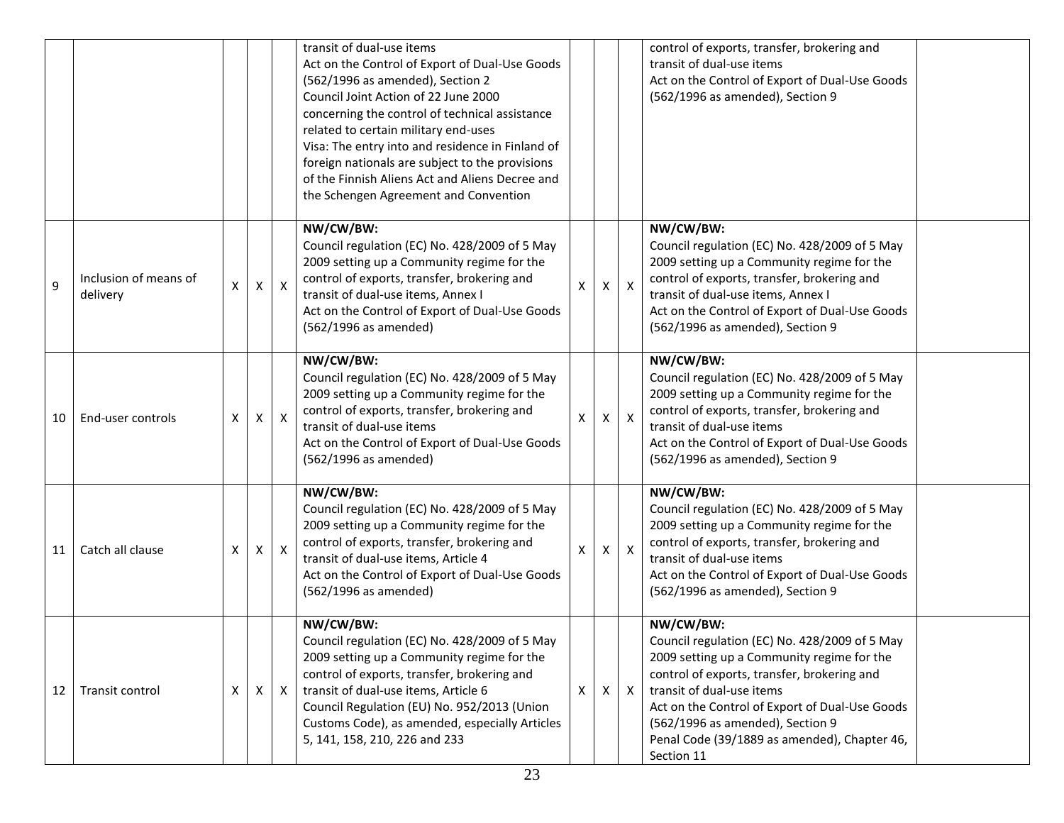| | | | | | | | | | | |
|---|---|---|---|---|---|---|---|---|---|---|
| | | | | | transit of dual-use items<br>Act on the Control of Export of Dual-Use Goods (562/1996 as amended), Section 2<br>Council Joint Action of 22 June 2000 concerning the control of technical assistance related to certain military end-uses<br>Visa: The entry into and residence in Finland of foreign nationals are subject to the provisions of the Finnish Aliens Act and Aliens Decree and the Schengen Agreement and Convention | | | | control of exports, transfer, brokering and transit of dual-use items<br>Act on the Control of Export of Dual-Use Goods (562/1996 as amended), Section 9 | |
| 9 | Inclusion of means of delivery | X | X | X | **NW/CW/BW:**<br>Council regulation (EC) No. 428/2009 of 5 May 2009 setting up a Community regime for the control of exports, transfer, brokering and transit of dual-use items, Annex I<br>Act on the Control of Export of Dual-Use Goods (562/1996 as amended) | X | X | X | **NW/CW/BW:**<br>Council regulation (EC) No. 428/2009 of 5 May 2009 setting up a Community regime for the control of exports, transfer, brokering and transit of dual-use items, Annex I<br>Act on the Control of Export of Dual-Use Goods (562/1996 as amended), Section 9 | |
| 10 | End-user controls | X | X | X | **NW/CW/BW:**<br>Council regulation (EC) No. 428/2009 of 5 May 2009 setting up a Community regime for the control of exports, transfer, brokering and transit of dual-use items<br>Act on the Control of Export of Dual-Use Goods (562/1996 as amended) | X | X | X | **NW/CW/BW:**<br>Council regulation (EC) No. 428/2009 of 5 May 2009 setting up a Community regime for the control of exports, transfer, brokering and transit of dual-use items<br>Act on the Control of Export of Dual-Use Goods (562/1996 as amended), Section 9 | |
| 11 | Catch all clause | X | X | X | **NW/CW/BW:**<br>Council regulation (EC) No. 428/2009 of 5 May 2009 setting up a Community regime for the control of exports, transfer, brokering and transit of dual-use items, Article 4<br>Act on the Control of Export of Dual-Use Goods (562/1996 as amended) | X | X | X | **NW/CW/BW:**<br>Council regulation (EC) No. 428/2009 of 5 May 2009 setting up a Community regime for the control of exports, transfer, brokering and transit of dual-use items<br>Act on the Control of Export of Dual-Use Goods (562/1996 as amended), Section 9 | |
| 12 | Transit control | X | X | X | **NW/CW/BW:**<br>Council regulation (EC) No. 428/2009 of 5 May 2009 setting up a Community regime for the control of exports, transfer, brokering and transit of dual-use items, Article 6<br>Council Regulation (EU) No. 952/2013 (Union Customs Code), as amended, especially Articles 5, 141, 158, 210, 226 and 233 | X | X | X | **NW/CW/BW:**<br>Council regulation (EC) No. 428/2009 of 5 May 2009 setting up a Community regime for the control of exports, transfer, brokering and transit of dual-use items<br>Act on the Control of Export of Dual-Use Goods (562/1996 as amended), Section 9<br>Penal Code (39/1889 as amended), Chapter 46, Section 11 | |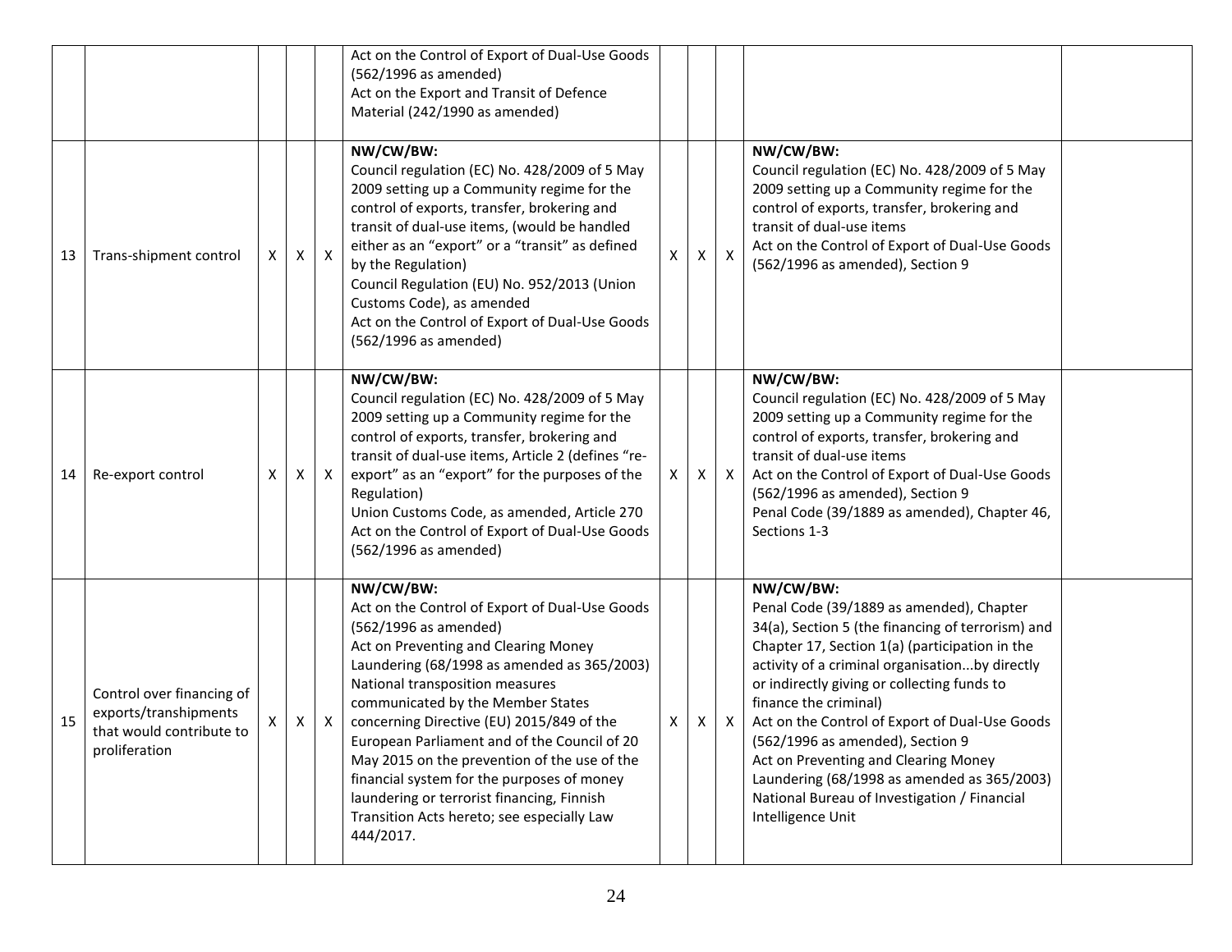| | | | | | | | | | | |
|---|---|---|---|---|---|---|---|---|---|---|
| | | | | | Act on the Control of Export of Dual-Use Goods (562/1996 as amended)<br>Act on the Export and Transit of Defence Material (242/1990 as amended) | | | | | |
| 13 | Trans-shipment control | X | X | X | **NW/CW/BW:**<br>Council regulation (EC) No. 428/2009 of 5 May 2009 setting up a Community regime for the control of exports, transfer, brokering and transit of dual-use items, (would be handled either as an "export" or a "transit" as defined by the Regulation)<br>Council Regulation (EU) No. 952/2013 (Union Customs Code), as amended<br>Act on the Control of Export of Dual-Use Goods (562/1996 as amended) | X | X | X | **NW/CW/BW:**<br>Council regulation (EC) No. 428/2009 of 5 May 2009 setting up a Community regime for the control of exports, transfer, brokering and transit of dual-use items<br>Act on the Control of Export of Dual-Use Goods (562/1996 as amended), Section 9 | |
| 14 | Re-export control | X | X | X | **NW/CW/BW:**<br>Council regulation (EC) No. 428/2009 of 5 May 2009 setting up a Community regime for the control of exports, transfer, brokering and transit of dual-use items, Article 2 (defines "re-export" as an "export" for the purposes of the Regulation)<br>Union Customs Code, as amended, Article 270<br>Act on the Control of Export of Dual-Use Goods (562/1996 as amended) | X | X | X | **NW/CW/BW:**<br>Council regulation (EC) No. 428/2009 of 5 May 2009 setting up a Community regime for the control of exports, transfer, brokering and transit of dual-use items<br>Act on the Control of Export of Dual-Use Goods (562/1996 as amended), Section 9<br>Penal Code (39/1889 as amended), Chapter 46, Sections 1-3 | |
| 15 | Control over financing of exports/transhipments that would contribute to proliferation | X | X | X | **NW/CW/BW:**<br>Act on the Control of Export of Dual-Use Goods (562/1996 as amended)<br>Act on Preventing and Clearing Money Laundering (68/1998 as amended as 365/2003)<br>National transposition measures communicated by the Member States concerning Directive (EU) 2015/849 of the European Parliament and of the Council of 20 May 2015 on the prevention of the use of the financial system for the purposes of money laundering or terrorist financing, Finnish Transition Acts hereto; see especially Law 444/2017. | X | X | X | **NW/CW/BW:**<br>Penal Code (39/1889 as amended), Chapter 34(a), Section 5 (the financing of terrorism) and Chapter 17, Section 1(a) (participation in the activity of a criminal organisation...by directly or indirectly giving or collecting funds to finance the criminal)<br>Act on the Control of Export of Dual-Use Goods (562/1996 as amended), Section 9<br>Act on Preventing and Clearing Money Laundering (68/1998 as amended as 365/2003)<br>National Bureau of Investigation / Financial Intelligence Unit | |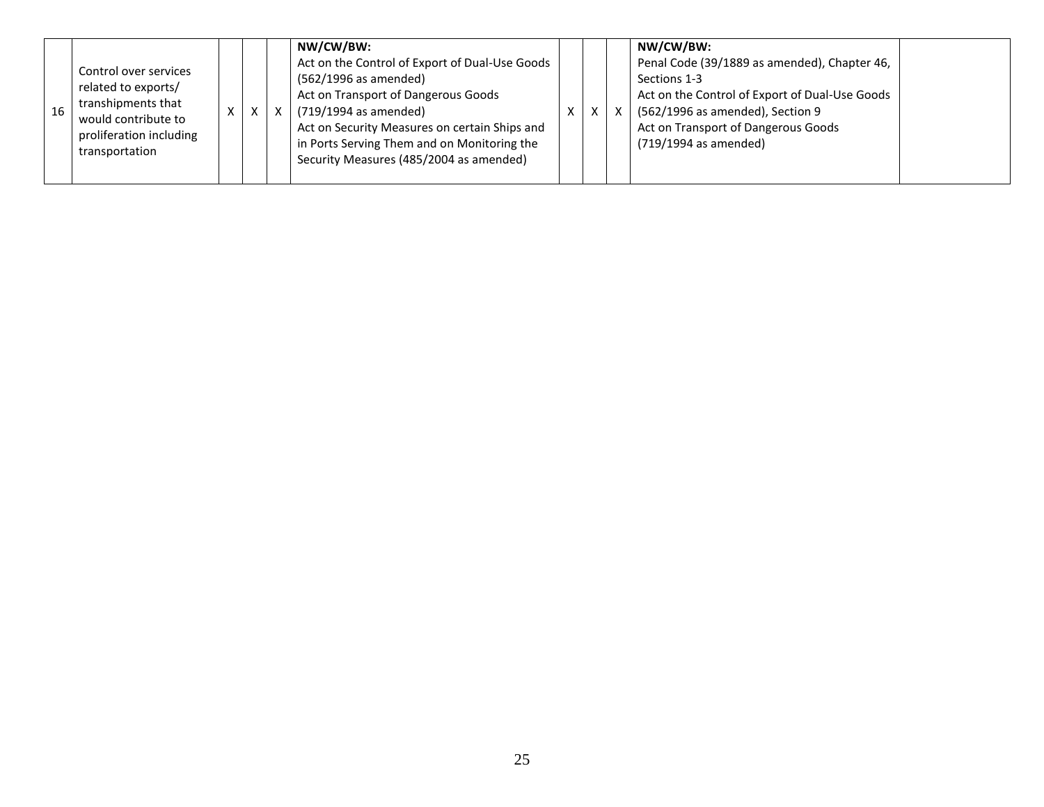| 16 | Control over services related to exports/ transhipments that would contribute to proliferation including transportation | X | X | X | **NW/CW/BW:**<br>Act on the Control of Export of Dual-Use Goods (562/1996 as amended)<br>Act on Transport of Dangerous Goods (719/1994 as amended)<br>Act on Security Measures on certain Ships and in Ports Serving Them and on Monitoring the Security Measures (485/2004 as amended) | X | X | X | **NW/CW/BW:**<br>Penal Code (39/1889 as amended), Chapter 46, Sections 1-3<br>Act on the Control of Export of Dual-Use Goods (562/1996 as amended), Section 9<br>Act on Transport of Dangerous Goods (719/1994 as amended) | |
|---|---|---|---|---|---|---|---|---|---|---|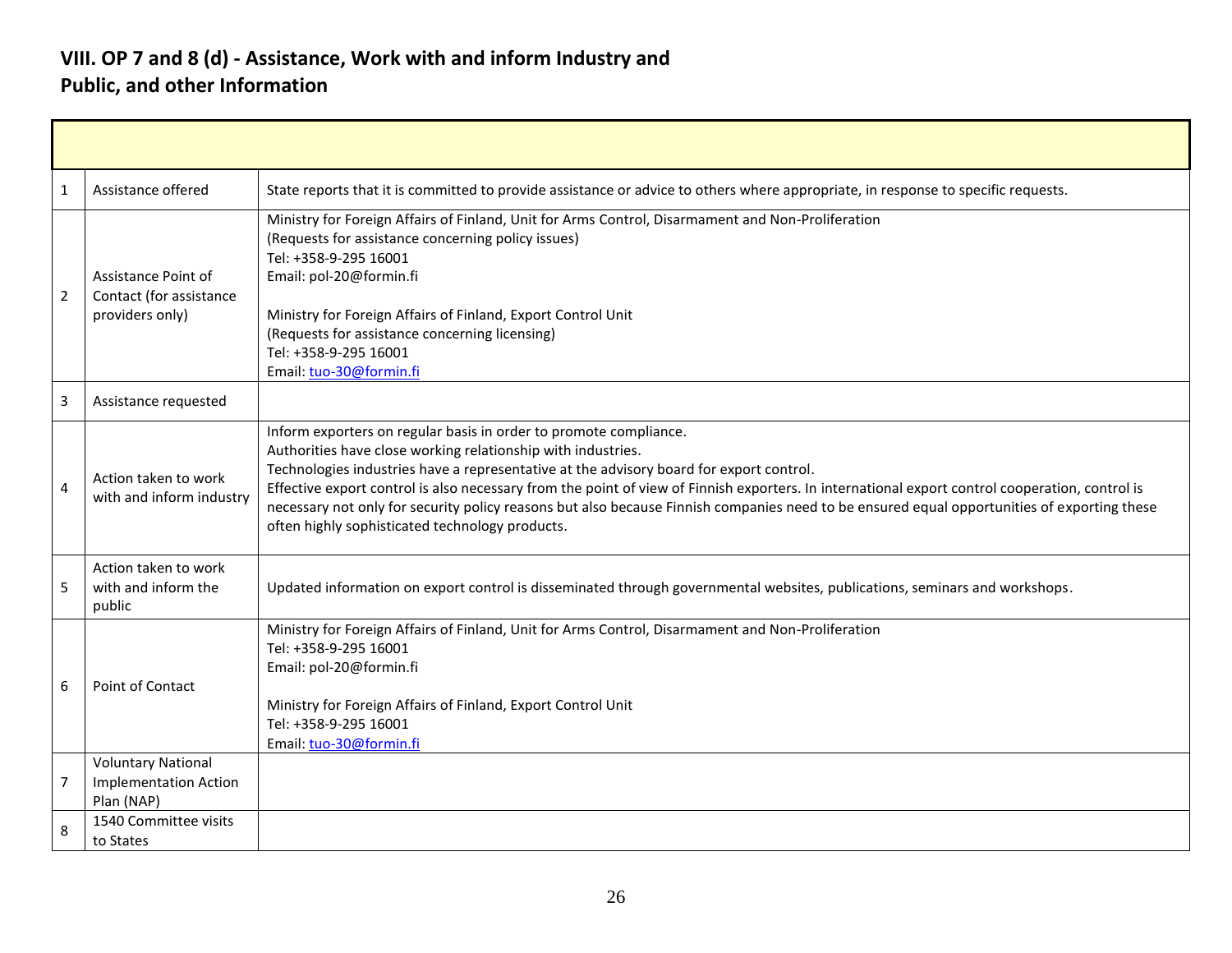## VIII. OP 7 and 8 (d) - Assistance, Work with and inform Industry and Public, and other Information

| | | |
|---|---|---|
| 1 | Assistance offered | State reports that it is committed to provide assistance or advice to others where appropriate, in response to specific requests. |
| 2 | Assistance Point of Contact (for assistance providers only) | Ministry for Foreign Affairs of Finland, Unit for Arms Control, Disarmament and Non-Proliferation<br>(Requests for assistance concerning policy issues)<br>Tel: +358-9-295 16001<br>Email: pol-20@formin.fi<br><br>Ministry for Foreign Affairs of Finland, Export Control Unit<br>(Requests for assistance concerning licensing)<br>Tel: +358-9-295 16001<br>Email: tuo-30@formin.fi |
| 3 | Assistance requested | |
| 4 | Action taken to work with and inform industry | Inform exporters on regular basis in order to promote compliance.<br>Authorities have close working relationship with industries.<br>Technologies industries have a representative at the advisory board for export control.<br>Effective export control is also necessary from the point of view of Finnish exporters. In international export control cooperation, control is necessary not only for security policy reasons but also because Finnish companies need to be ensured equal opportunities of exporting these often highly sophisticated technology products. |
| 5 | Action taken to work with and inform the public | Updated information on export control is disseminated through governmental websites, publications, seminars and workshops. |
| 6 | Point of Contact | Ministry for Foreign Affairs of Finland, Unit for Arms Control, Disarmament and Non-Proliferation<br>Tel: +358-9-295 16001<br>Email: pol-20@formin.fi<br><br>Ministry for Foreign Affairs of Finland, Export Control Unit<br>Tel: +358-9-295 16001<br>Email: tuo-30@formin.fi |
| 7 | Voluntary National Implementation Action Plan (NAP) | |
| 8 | 1540 Committee visits to States | |